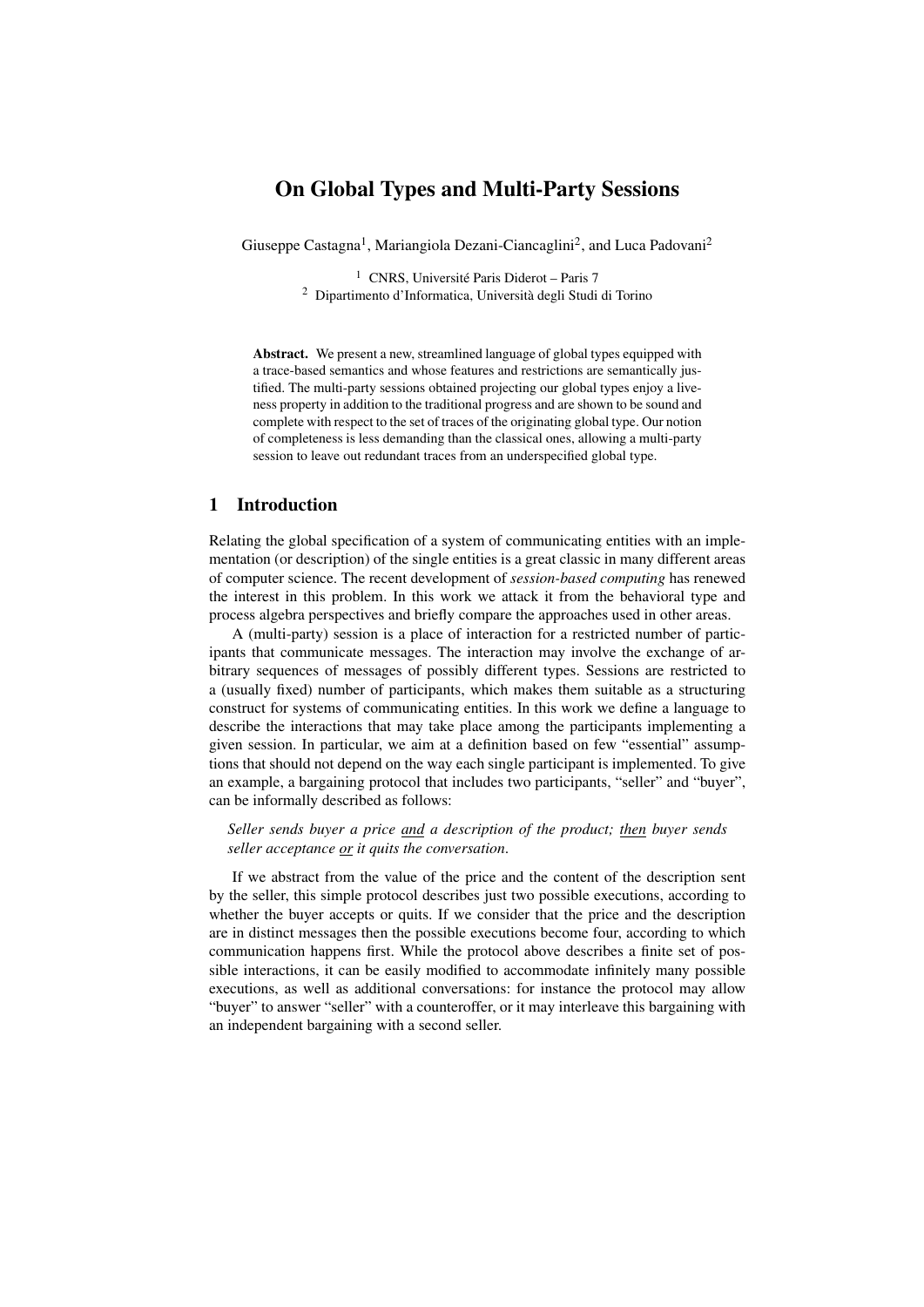# On Global Types and Multi-Party Sessions

Giuseppe Castagna[1], Mariangiola Dezani-Ciancaglini[2], and Luca Padovani[2]

[1] CNRS, Université Paris Diderot – Paris 7
[2] Dipartimento d'Informatica, Università degli Studi di Torino

**Abstract.** We present a new, streamlined language of global types equipped with a trace-based semantics and whose features and restrictions are semantically justified. The multi-party sessions obtained projecting our global types enjoy a liveness property in addition to the traditional progress and are shown to be sound and complete with respect to the set of traces of the originating global type. Our notion of completeness is less demanding than the classical ones, allowing a multi-party session to leave out redundant traces from an underspecified global type.

## 1 Introduction

Relating the global specification of a system of communicating entities with an implementation (or description) of the single entities is a great classic in many different areas of computer science. The recent development of *session-based computing* has renewed the interest in this problem. In this work we attack it from the behavioral type and process algebra perspectives and briefly compare the approaches used in other areas.

A (multi-party) session is a place of interaction for a restricted number of participants that communicate messages. The interaction may involve the exchange of arbitrary sequences of messages of possibly different types. Sessions are restricted to a (usually fixed) number of participants, which makes them suitable as a structuring construct for systems of communicating entities. In this work we define a language to describe the interactions that may take place among the participants implementing a given session. In particular, we aim at a definition based on few "essential" assumptions that should not depend on the way each single participant is implemented. To give an example, a bargaining protocol that includes two participants, "seller" and "buyer", can be informally described as follows:

> *Seller sends buyer a price* *and* *a description of the product;* *then* *buyer sends seller acceptance* *or* *it quits the conversation.*

If we abstract from the value of the price and the content of the description sent by the seller, this simple protocol describes just two possible executions, according to whether the buyer accepts or quits. If we consider that the price and the description are in distinct messages then the possible executions become four, according to which communication happens first. While the protocol above describes a finite set of possible interactions, it can be easily modified to accommodate infinitely many possible executions, as well as additional conversations: for instance the protocol may allow "buyer" to answer "seller" with a counteroffer, or it may interleave this bargaining with an independent bargaining with a second seller.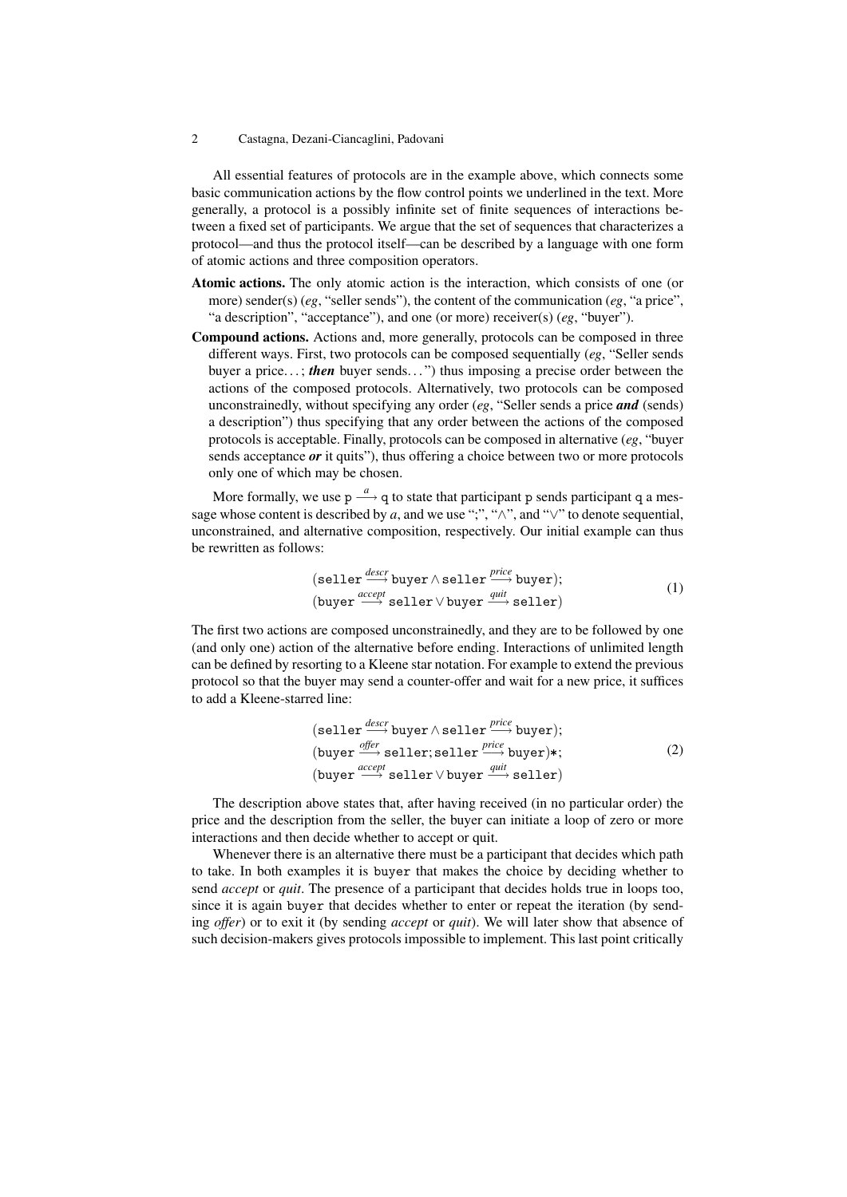All essential features of protocols are in the example above, which connects some basic communication actions by the flow control points we underlined in the text. More generally, a protocol is a possibly infinite set of finite sequences of interactions between a fixed set of participants. We argue that the set of sequences that characterizes a protocol—and thus the protocol itself—can be described by a language with one form of atomic actions and three composition operators.

- **Atomic actions.** The only atomic action is the interaction, which consists of one (or more) sender(s) (*eg*, "seller sends"), the content of the communication (*eg*, "a price", "a description", "acceptance"), and one (or more) receiver(s) (*eg*, "buyer").
- **Compound actions.** Actions and, more generally, protocols can be composed in three different ways. First, two protocols can be composed sequentially (*eg*, "Seller sends buyer a price…; ***then*** buyer sends…") thus imposing a precise order between the actions of the composed protocols. Alternatively, two protocols can be composed unconstrainedly, without specifying any order (*eg*, "Seller sends a price ***and*** (sends) a description") thus specifying that any order between the actions of the composed protocols is acceptable. Finally, protocols can be composed in alternative (*eg*, "buyer sends acceptance ***or*** it quits"), thus offering a choice between two or more protocols only one of which may be chosen.

More formally, we use $\mathtt{p} \xrightarrow{a} \mathtt{q}$ to state that participant $\mathtt{p}$ sends participant $\mathtt{q}$ a message whose content is described by $a$, and we use ";", "$\wedge$", and "$\vee$" to denote sequential, unconstrained, and alternative composition, respectively. Our initial example can thus be rewritten as follows:

$$
\begin{array}{l}
(\mathtt{seller} \xrightarrow{descr} \mathtt{buyer} \wedge \mathtt{seller} \xrightarrow{price} \mathtt{buyer}); \\
(\mathtt{buyer} \xrightarrow{accept} \mathtt{seller} \vee \mathtt{buyer} \xrightarrow{quit} \mathtt{seller})
\end{array}
\tag{1}
$$

The first two actions are composed unconstrainedly, and they are to be followed by one (and only one) action of the alternative before ending. Interactions of unlimited length can be defined by resorting to a Kleene star notation. For example to extend the previous protocol so that the buyer may send a counter-offer and wait for a new price, it suffices to add a Kleene-starred line:

$$
\begin{array}{l}
(\mathtt{seller} \xrightarrow{descr} \mathtt{buyer} \wedge \mathtt{seller} \xrightarrow{price} \mathtt{buyer}); \\
(\mathtt{buyer} \xrightarrow{offer} \mathtt{seller}; \mathtt{seller} \xrightarrow{price} \mathtt{buyer})*; \\
(\mathtt{buyer} \xrightarrow{accept} \mathtt{seller} \vee \mathtt{buyer} \xrightarrow{quit} \mathtt{seller})
\end{array}
\tag{2}
$$

The description above states that, after having received (in no particular order) the price and the description from the seller, the buyer can initiate a loop of zero or more interactions and then decide whether to accept or quit.

Whenever there is an alternative there must be a participant that decides which path to take. In both examples it is buyer that makes the choice by deciding whether to send *accept* or *quit*. The presence of a participant that decides holds true in loops too, since it is again buyer that decides whether to enter or repeat the iteration (by sending *offer*) or to exit it (by sending *accept* or *quit*). We will later show that absence of such decision-makers gives protocols impossible to implement. This last point critically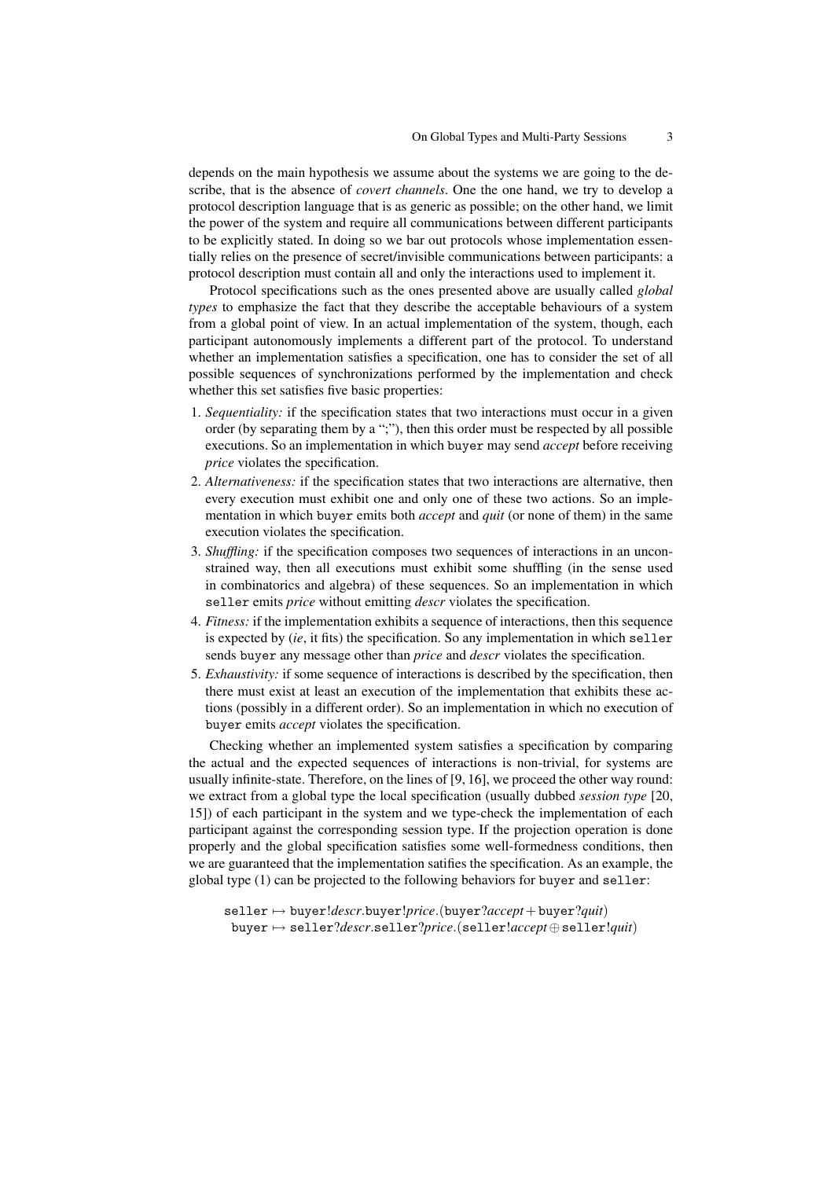depends on the main hypothesis we assume about the systems we are going to the describe, that is the absence of *covert channels*. One the one hand, we try to develop a protocol description language that is as generic as possible; on the other hand, we limit the power of the system and require all communications between different participants to be explicitly stated. In doing so we bar out protocols whose implementation essentially relies on the presence of secret/invisible communications between participants: a protocol description must contain all and only the interactions used to implement it.

Protocol specifications such as the ones presented above are usually called *global types* to emphasize the fact that they describe the acceptable behaviours of a system from a global point of view. In an actual implementation of the system, though, each participant autonomously implements a different part of the protocol. To understand whether an implementation satisfies a specification, one has to consider the set of all possible sequences of synchronizations performed by the implementation and check whether this set satisfies five basic properties:

1. *Sequentiality:* if the specification states that two interactions must occur in a given order (by separating them by a ";"), then this order must be respected by all possible executions. So an implementation in which `buyer` may send *accept* before receiving *price* violates the specification.
2. *Alternativeness:* if the specification states that two interactions are alternative, then every execution must exhibit one and only one of these two actions. So an implementation in which `buyer` emits both *accept* and *quit* (or none of them) in the same execution violates the specification.
3. *Shuffling:* if the specification composes two sequences of interactions in an unconstrained way, then all executions must exhibit some shuffling (in the sense used in combinatorics and algebra) of these sequences. So an implementation in which `seller` emits *price* without emitting *descr* violates the specification.
4. *Fitness:* if the implementation exhibits a sequence of interactions, then this sequence is expected by (*ie*, it fits) the specification. So any implementation in which `seller` sends `buyer` any message other than *price* and *descr* violates the specification.
5. *Exhaustivity:* if some sequence of interactions is described by the specification, then there must exist at least an execution of the implementation that exhibits these actions (possibly in a different order). So an implementation in which no execution of `buyer` emits *accept* violates the specification.

Checking whether an implemented system satisfies a specification by comparing the actual and the expected sequences of interactions is non-trivial, for systems are usually infinite-state. Therefore, on the lines of [9, 16], we proceed the other way round: we extract from a global type the local specification (usually dubbed *session type* [20, 15]) of each participant in the system and we type-check the implementation of each participant against the corresponding session type. If the projection operation is done properly and the global specification satisfies some well-formedness conditions, then we are guaranteed that the implementation satifies the specification. As an example, the global type (1) can be projected to the following behaviors for `buyer` and `seller`:

$$\texttt{seller} \mapsto \texttt{buyer}!\mathit{descr}.\texttt{buyer}!\mathit{price}.(\texttt{buyer}?\mathit{accept} + \texttt{buyer}?\mathit{quit})$$
$$\texttt{buyer} \mapsto \texttt{seller}?\mathit{descr}.\texttt{seller}?\mathit{price}.(\texttt{seller}!\mathit{accept} \oplus \texttt{seller}!\mathit{quit})$$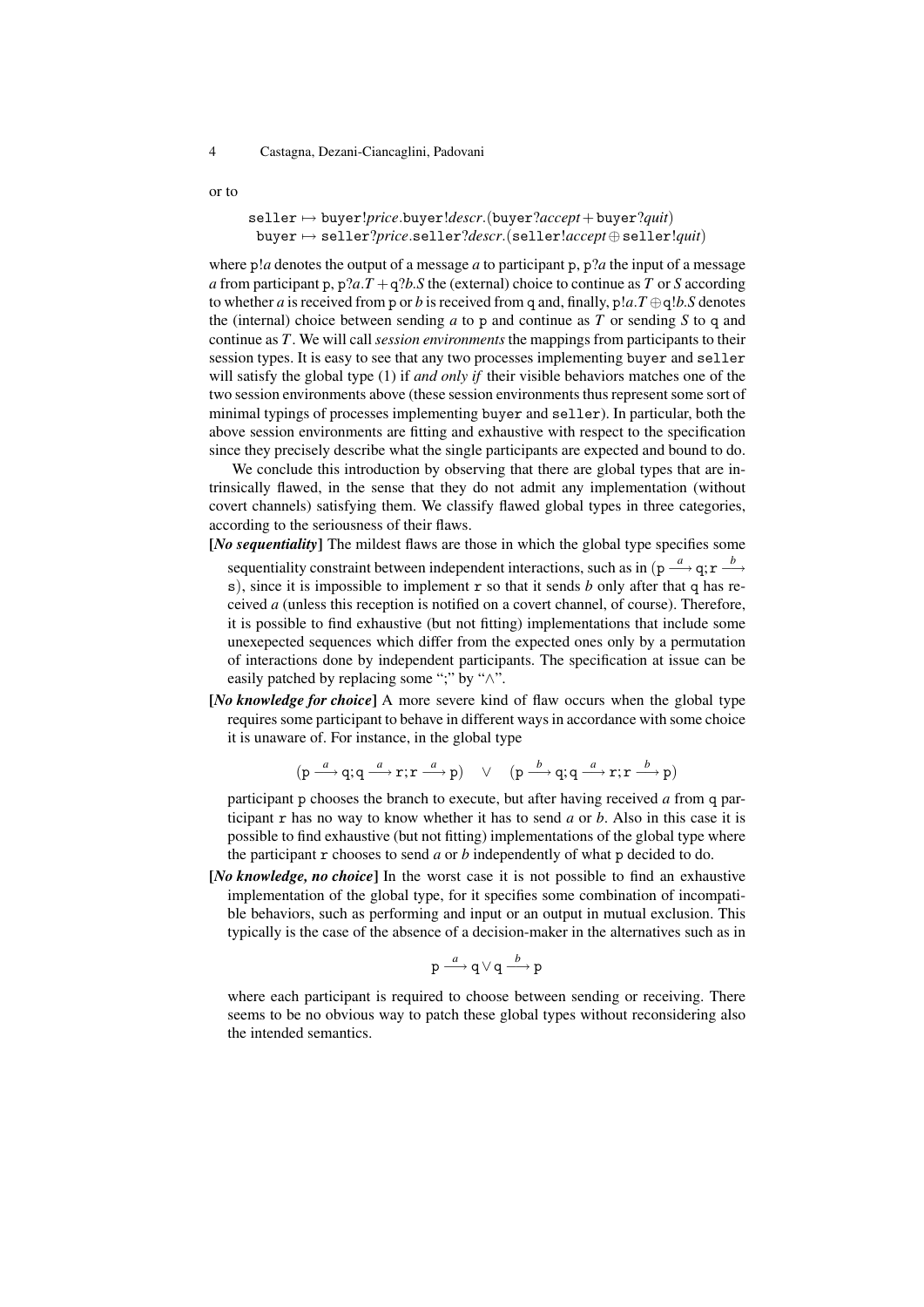or to

$$\begin{array}{l}\texttt{seller} \mapsto \texttt{buyer}!\mathit{price}.\texttt{buyer}!\mathit{descr}.(\texttt{buyer}?\mathit{accept} + \texttt{buyer}?\mathit{quit})\\ \texttt{buyer} \mapsto \texttt{seller}?\mathit{price}.\texttt{seller}?\mathit{descr}.(\texttt{seller}!\mathit{accept} \oplus \texttt{seller}!\mathit{quit})\end{array}$$

where $\texttt{p}!a$ denotes the output of a message $a$ to participant $\texttt{p}$, $\texttt{p}?a$ the input of a message $a$ from participant $\texttt{p}$, $\texttt{p}?a.T + \texttt{q}?b.S$ the (external) choice to continue as $T$ or $S$ according to whether $a$ is received from $\texttt{p}$ or $b$ is received from $\texttt{q}$ and, finally, $\texttt{p}!a.T \oplus \texttt{q}!b.S$ denotes the (internal) choice between sending $a$ to $\texttt{p}$ and continue as $T$ or sending $S$ to $\texttt{q}$ and continue as $T$. We will call *session environments* the mappings from participants to their session types. It is easy to see that any two processes implementing `buyer` and `seller` will satisfy the global type (1) if *and only if* their visible behaviors matches one of the two session environments above (these session environments thus represent some sort of minimal typings of processes implementing `buyer` and `seller`). In particular, both the above session environments are fitting and exhaustive with respect to the specification since they precisely describe what the single participants are expected and bound to do.

We conclude this introduction by observing that there are global types that are intrinsically flawed, in the sense that they do not admit any implementation (without covert channels) satisfying them. We classify flawed global types in three categories, according to the seriousness of their flaws.

**[*No sequentiality*]** The mildest flaws are those in which the global type specifies some sequentiality constraint between independent interactions, such as in $(\texttt{p} \xrightarrow{a} \texttt{q}; \texttt{r} \xrightarrow{b} \texttt{s})$, since it is impossible to implement $\texttt{r}$ so that it sends $b$ only after that $\texttt{q}$ has received $a$ (unless this reception is notified on a covert channel, of course). Therefore, it is possible to find exhaustive (but not fitting) implementations that include some unexepected sequences which differ from the expected ones only by a permutation of interactions done by independent participants. The specification at issue can be easily patched by replacing some ";" by "$\wedge$".

**[*No knowledge for choice*]** A more severe kind of flaw occurs when the global type requires some participant to behave in different ways in accordance with some choice it is unaware of. For instance, in the global type

$$(\texttt{p} \xrightarrow{a} \texttt{q}; \texttt{q} \xrightarrow{a} \texttt{r}; \texttt{r} \xrightarrow{a} \texttt{p}) \quad \vee \quad (\texttt{p} \xrightarrow{b} \texttt{q}; \texttt{q} \xrightarrow{a} \texttt{r}; \texttt{r} \xrightarrow{b} \texttt{p})$$

participant $\texttt{p}$ chooses the branch to execute, but after having received $a$ from $\texttt{q}$ participant $\texttt{r}$ has no way to know whether it has to send $a$ or $b$. Also in this case it is possible to find exhaustive (but not fitting) implementations of the global type where the participant $\texttt{r}$ chooses to send $a$ or $b$ independently of what $\texttt{p}$ decided to do.

**[*No knowledge, no choice*]** In the worst case it is not possible to find an exhaustive implementation of the global type, for it specifies some combination of incompatible behaviors, such as performing and input or an output in mutual exclusion. This typically is the case of the absence of a decision-maker in the alternatives such as in

$$\texttt{p} \xrightarrow{a} \texttt{q} \vee \texttt{q} \xrightarrow{b} \texttt{p}$$

where each participant is required to choose between sending or receiving. There seems to be no obvious way to patch these global types without reconsidering also the intended semantics.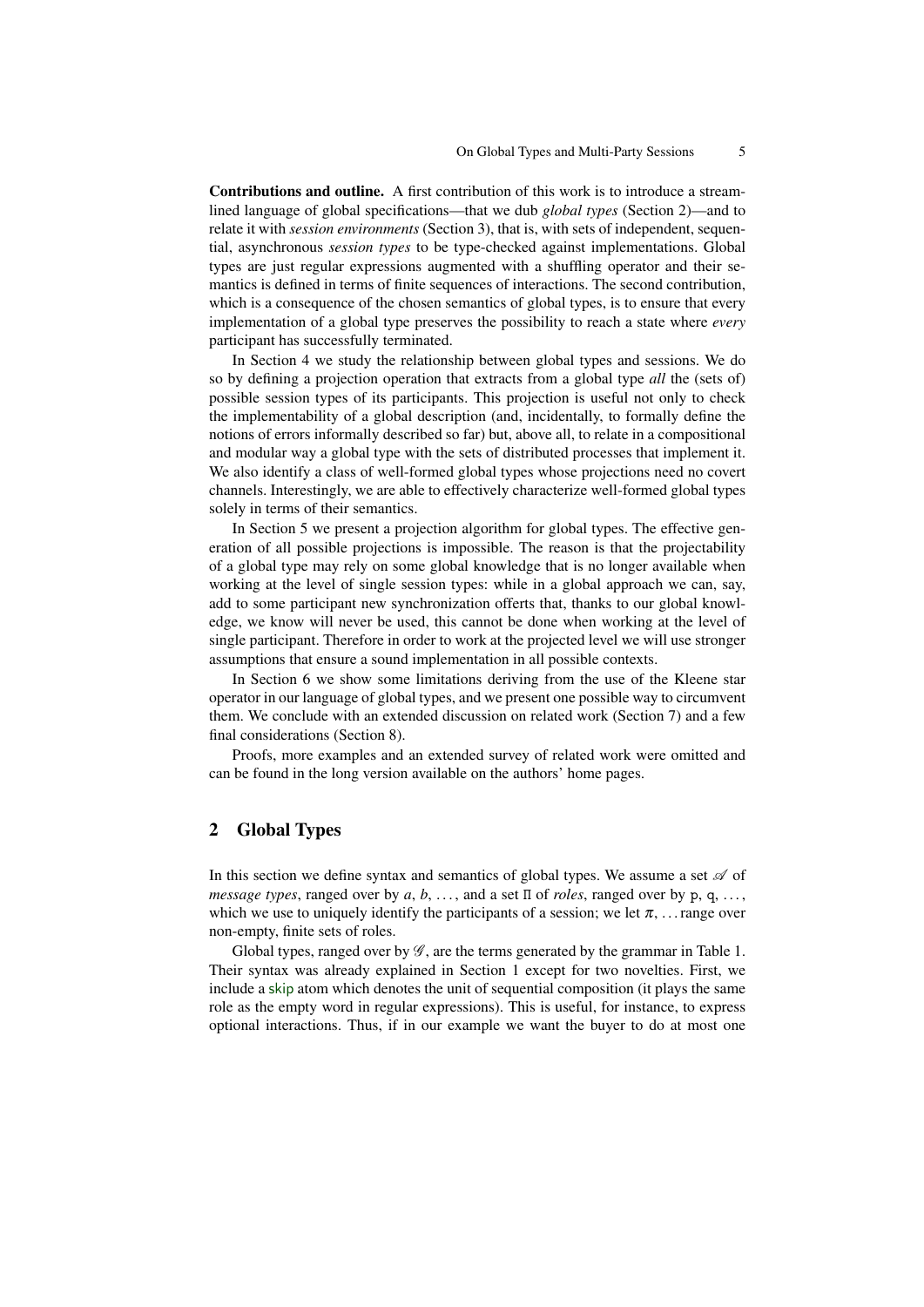**Contributions and outline.** A first contribution of this work is to introduce a streamlined language of global specifications—that we dub *global types* (Section 2)—and to relate it with *session environments* (Section 3), that is, with sets of independent, sequential, asynchronous *session types* to be type-checked against implementations. Global types are just regular expressions augmented with a shuffling operator and their semantics is defined in terms of finite sequences of interactions. The second contribution, which is a consequence of the chosen semantics of global types, is to ensure that every implementation of a global type preserves the possibility to reach a state where *every* participant has successfully terminated.

In Section 4 we study the relationship between global types and sessions. We do so by defining a projection operation that extracts from a global type *all* the (sets of) possible session types of its participants. This projection is useful not only to check the implementability of a global description (and, incidentally, to formally define the notions of errors informally described so far) but, above all, to relate in a compositional and modular way a global type with the sets of distributed processes that implement it. We also identify a class of well-formed global types whose projections need no covert channels. Interestingly, we are able to effectively characterize well-formed global types solely in terms of their semantics.

In Section 5 we present a projection algorithm for global types. The effective generation of all possible projections is impossible. The reason is that the projectability of a global type may rely on some global knowledge that is no longer available when working at the level of single session types: while in a global approach we can, say, add to some participant new synchronization offerts that, thanks to our global knowledge, we know will never be used, this cannot be done when working at the level of single participant. Therefore in order to work at the projected level we will use stronger assumptions that ensure a sound implementation in all possible contexts.

In Section 6 we show some limitations deriving from the use of the Kleene star operator in our language of global types, and we present one possible way to circumvent them. We conclude with an extended discussion on related work (Section 7) and a few final considerations (Section 8).

Proofs, more examples and an extended survey of related work were omitted and can be found in the long version available on the authors' home pages.

## 2 Global Types

In this section we define syntax and semantics of global types. We assume a set $\mathscr{A}$ of *message types*, ranged over by $a$, $b$, $\dots$, and a set $\Pi$ of *roles*, ranged over by $\mathsf{p}$, $\mathsf{q}$, $\dots$, which we use to uniquely identify the participants of a session; we let $\pi, \dots$ range over non-empty, finite sets of roles.

Global types, ranged over by $\mathscr{G}$, are the terms generated by the grammar in Table 1. Their syntax was already explained in Section 1 except for two novelties. First, we include a $\mathsf{skip}$ atom which denotes the unit of sequential composition (it plays the same role as the empty word in regular expressions). This is useful, for instance, to express optional interactions. Thus, if in our example we want the buyer to do at most one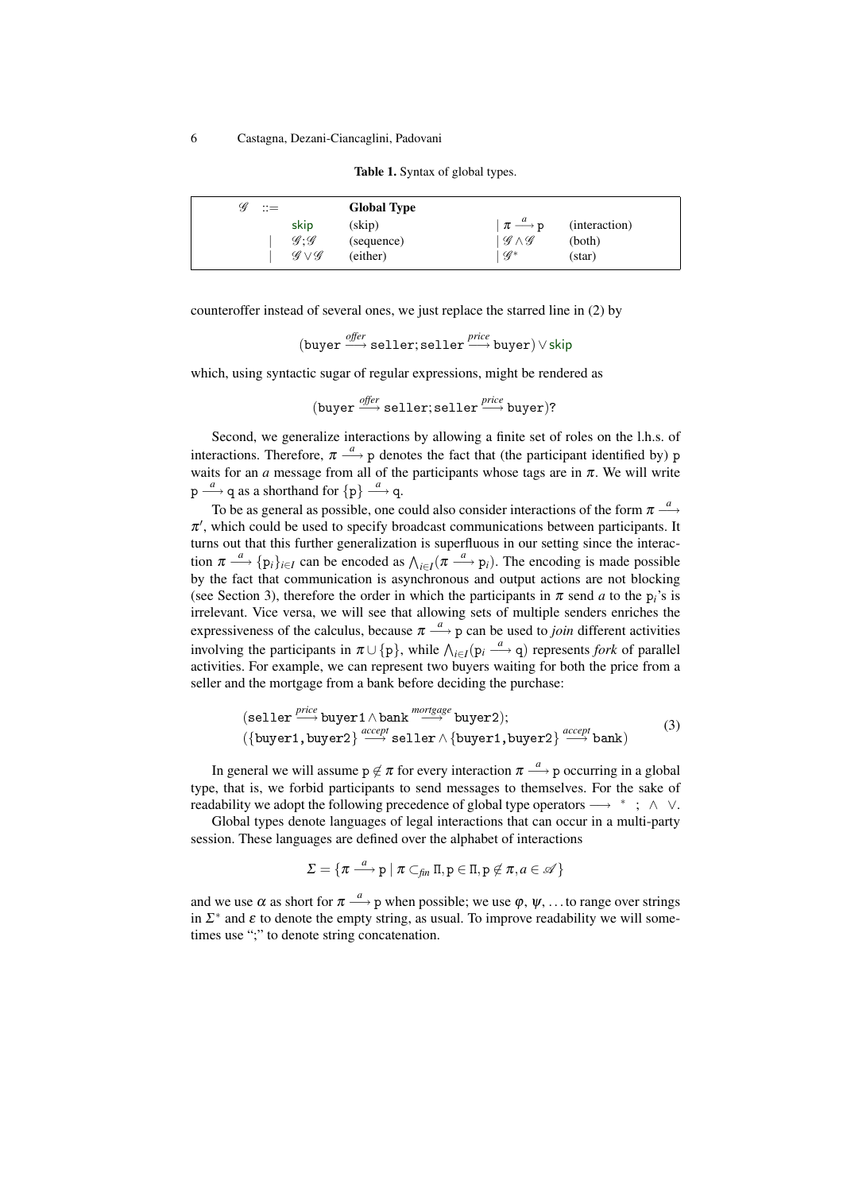**Table 1.** Syntax of global types.

| $\mathscr{G}$ ::= | | **Global Type** | | |
|---|---|---|---|---|
| | skip | (skip) | $\mid\ \pi \xrightarrow{a} \mathtt{p}$ | (interaction) |
| $\mid$ | $\mathscr{G};\mathscr{G}$ | (sequence) | $\mid\ \mathscr{G} \wedge \mathscr{G}$ | (both) |
| $\mid$ | $\mathscr{G} \vee \mathscr{G}$ | (either) | $\mid\ \mathscr{G}^*$ | (star) |

counteroffer instead of several ones, we just replace the starred line in (2) by

$$(\mathtt{buyer} \xrightarrow{\mathit{offer}} \mathtt{seller}; \mathtt{seller} \xrightarrow{\mathit{price}} \mathtt{buyer}) \vee \mathsf{skip}$$

which, using syntactic sugar of regular expressions, might be rendered as

$$(\mathtt{buyer} \xrightarrow{\mathit{offer}} \mathtt{seller}; \mathtt{seller} \xrightarrow{\mathit{price}} \mathtt{buyer})?$$

Second, we generalize interactions by allowing a finite set of roles on the l.h.s. of interactions. Therefore, $\pi \xrightarrow{a} \mathtt{p}$ denotes the fact that (the participant identified by) $\mathtt{p}$ waits for an $a$ message from all of the participants whose tags are in $\pi$. We will write $\mathtt{p} \xrightarrow{a} \mathtt{q}$ as a shorthand for $\{\mathtt{p}\} \xrightarrow{a} \mathtt{q}$.

To be as general as possible, one could also consider interactions of the form $\pi \xrightarrow{a} \pi'$, which could be used to specify broadcast communications between participants. It turns out that this further generalization is superfluous in our setting since the interaction $\pi \xrightarrow{a} \{\mathtt{p}_i\}_{i\in I}$ can be encoded as $\bigwedge_{i\in I}(\pi \xrightarrow{a} \mathtt{p}_i)$. The encoding is made possible by the fact that communication is asynchronous and output actions are not blocking (see Section 3), therefore the order in which the participants in $\pi$ send $a$ to the $\mathtt{p}_i$'s is irrelevant. Vice versa, we will see that allowing sets of multiple senders enriches the expressiveness of the calculus, because $\pi \xrightarrow{a} \mathtt{p}$ can be used to *join* different activities involving the participants in $\pi \cup \{\mathtt{p}\}$, while $\bigwedge_{i\in I}(\mathtt{p}_i \xrightarrow{a} \mathtt{q})$ represents *fork* of parallel activities. For example, we can represent two buyers waiting for both the price from a seller and the mortgage from a bank before deciding the purchase:

$$\begin{array}{l}(\mathtt{seller} \xrightarrow{\mathit{price}} \mathtt{buyer1} \wedge \mathtt{bank} \xrightarrow{\mathit{mortgage}} \mathtt{buyer2});\\ (\{\mathtt{buyer1},\mathtt{buyer2}\} \xrightarrow{\mathit{accept}} \mathtt{seller} \wedge \{\mathtt{buyer1},\mathtt{buyer2}\} \xrightarrow{\mathit{accept}} \mathtt{bank})\end{array} \tag{3}$$

In general we will assume $\mathtt{p} \notin \pi$ for every interaction $\pi \xrightarrow{a} \mathtt{p}$ occurring in a global type, that is, we forbid participants to send messages to themselves. For the sake of readability we adopt the following precedence of global type operators $\longrightarrow\ \ ^*\ \ ;\ \ \wedge\ \ \vee$.

Global types denote languages of legal interactions that can occur in a multi-party session. These languages are defined over the alphabet of interactions

$$\Sigma = \{\pi \xrightarrow{a} \mathtt{p} \mid \pi \subset_{\mathit{fin}} \Pi, \mathtt{p} \in \Pi, \mathtt{p} \notin \pi, a \in \mathscr{A}\}$$

and we use $\alpha$ as short for $\pi \xrightarrow{a} \mathtt{p}$ when possible; we use $\varphi$, $\psi$, ... to range over strings in $\Sigma^*$ and $\varepsilon$ to denote the empty string, as usual. To improve readability we will sometimes use ";" to denote string concatenation.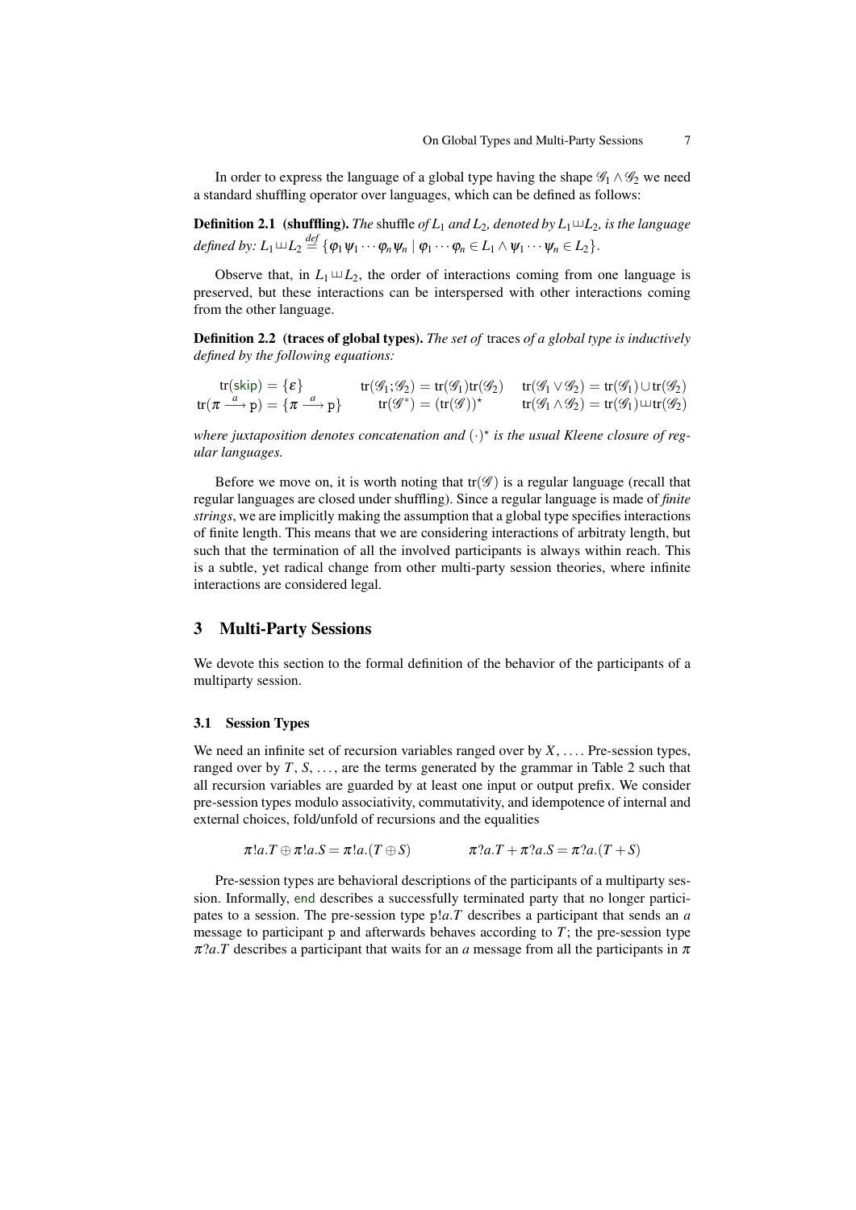In order to express the language of a global type having the shape $\mathscr{G}_1 \wedge \mathscr{G}_2$ we need a standard shuffling operator over languages, which can be defined as follows:

**Definition 2.1 (shuffling).** *The* shuffle *of $L_1$ and $L_2$, denoted by $L_1 \sqcup\!\sqcup L_2$, is the language defined by: $L_1 \sqcup\!\sqcup L_2 \stackrel{def}{=} \{\varphi_1\psi_1 \cdots \varphi_n\psi_n \mid \varphi_1 \cdots \varphi_n \in L_1 \wedge \psi_1 \cdots \psi_n \in L_2\}$.*

Observe that, in $L_1 \sqcup\!\sqcup L_2$, the order of interactions coming from one language is preserved, but these interactions can be interspersed with other interactions coming from the other language.

**Definition 2.2 (traces of global types).** *The set of* traces *of a global type is inductively defined by the following equations:*

$$
\begin{array}{lll}
\operatorname{tr}(\mathsf{skip}) = \{\varepsilon\} & \operatorname{tr}(\mathscr{G}_1;\mathscr{G}_2) = \operatorname{tr}(\mathscr{G}_1)\operatorname{tr}(\mathscr{G}_2) & \operatorname{tr}(\mathscr{G}_1 \vee \mathscr{G}_2) = \operatorname{tr}(\mathscr{G}_1) \cup \operatorname{tr}(\mathscr{G}_2) \\
\operatorname{tr}(\pi \xrightarrow{a} \mathtt{p}) = \{\pi \xrightarrow{a} \mathtt{p}\} & \operatorname{tr}(\mathscr{G}^*) = (\operatorname{tr}(\mathscr{G}))^\star & \operatorname{tr}(\mathscr{G}_1 \wedge \mathscr{G}_2) = \operatorname{tr}(\mathscr{G}_1) \sqcup\!\sqcup \operatorname{tr}(\mathscr{G}_2)
\end{array}
$$

*where juxtaposition denotes concatenation and $(\cdot)^\star$ is the usual Kleene closure of regular languages.*

Before we move on, it is worth noting that $\operatorname{tr}(\mathscr{G})$ is a regular language (recall that regular languages are closed under shuffling). Since a regular language is made of *finite strings*, we are implicitly making the assumption that a global type specifies interactions of finite length. This means that we are considering interactions of arbitraty length, but such that the termination of all the involved participants is always within reach. This is a subtle, yet radical change from other multi-party session theories, where infinite interactions are considered legal.

# 3 Multi-Party Sessions

We devote this section to the formal definition of the behavior of the participants of a multiparty session.

## 3.1 Session Types

We need an infinite set of recursion variables ranged over by $X$, .... Pre-session types, ranged over by $T$, $S$, ..., are the terms generated by the grammar in Table 2 such that all recursion variables are guarded by at least one input or output prefix. We consider pre-session types modulo associativity, commutativity, and idempotence of internal and external choices, fold/unfold of recursions and the equalities

$$
\pi!a.T \oplus \pi!a.S = \pi!a.(T \oplus S) \qquad\qquad \pi?a.T + \pi?a.S = \pi?a.(T + S)
$$

Pre-session types are behavioral descriptions of the participants of a multiparty session. Informally, $\mathsf{end}$ describes a successfully terminated party that no longer participates to a session. The pre-session type $\mathtt{p}!a.T$ describes a participant that sends an $a$ message to participant $\mathtt{p}$ and afterwards behaves according to $T$; the pre-session type $\pi?a.T$ describes a participant that waits for an $a$ message from all the participants in $\pi$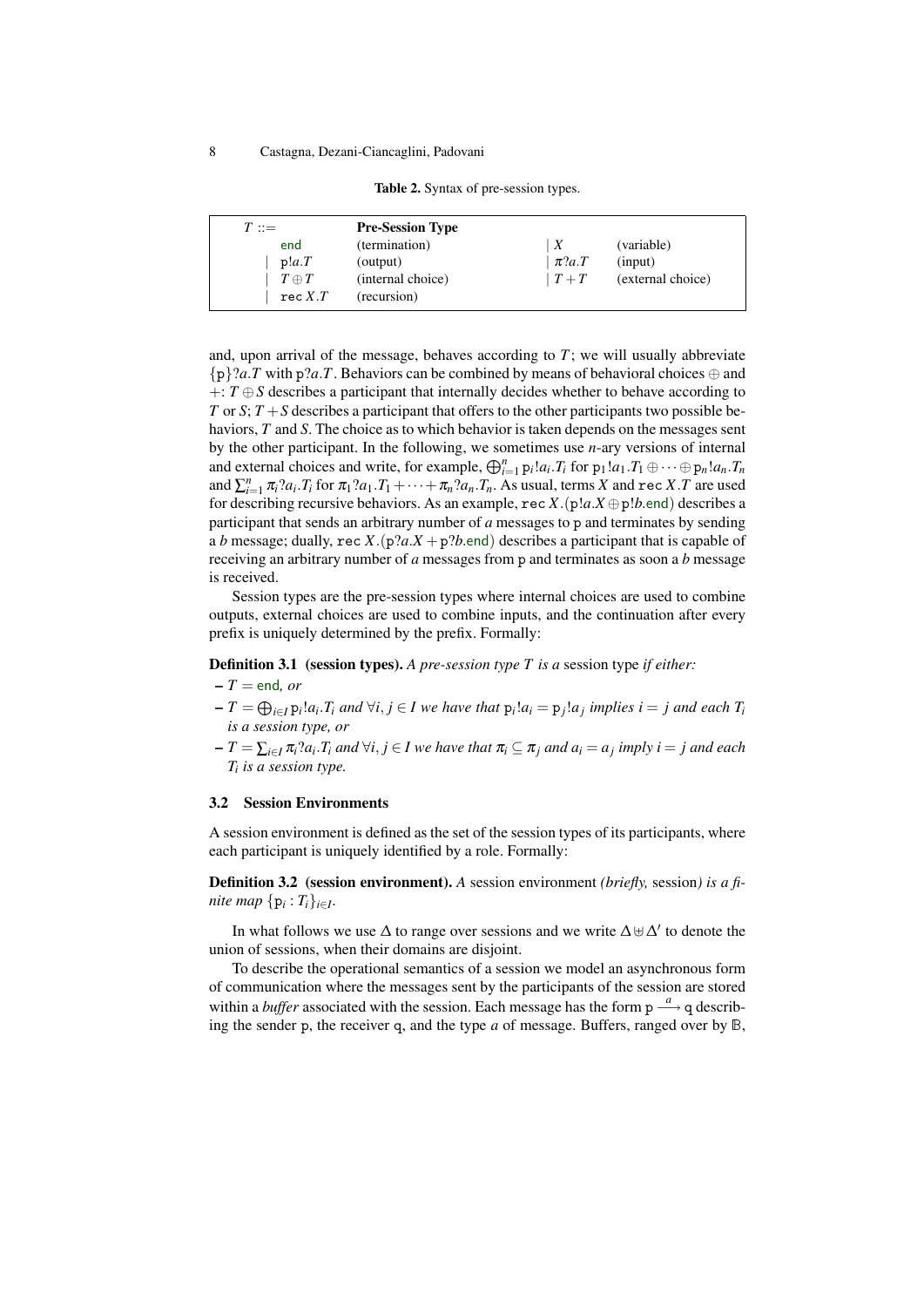**Table 2.** Syntax of pre-session types.

| $T$ ::= | **Pre-Session Type** | | |
|---|---|---|---|
| $\mathsf{end}$ | (termination) | $\mid X$ | (variable) |
| $\mid\ \mathtt{p}!a.T$ | (output) | $\mid\ \pi?a.T$ | (input) |
| $\mid\ T \oplus T$ | (internal choice) | $\mid\ T + T$ | (external choice) |
| $\mid\ \mathtt{rec}\ X.T$ | (recursion) | | |

and, upon arrival of the message, behaves according to $T$; we will usually abbreviate $\{\mathtt{p}\}?a.T$ with $\mathtt{p}?a.T$. Behaviors can be combined by means of behavioral choices $\oplus$ and $+$: $T \oplus S$ describes a participant that internally decides whether to behave according to $T$ or $S$; $T + S$ describes a participant that offers to the other participants two possible behaviors, $T$ and $S$. The choice as to which behavior is taken depends on the messages sent by the other participant. In the following, we sometimes use $n$-ary versions of internal and external choices and write, for example, $\bigoplus_{i=1}^{n} \mathtt{p}_i!a_i.T_i$ for $\mathtt{p}_1!a_1.T_1 \oplus \cdots \oplus \mathtt{p}_n!a_n.T_n$ and $\sum_{i=1}^{n} \pi_i?a_i.T_i$ for $\pi_1?a_1.T_1 + \cdots + \pi_n?a_n.T_n$. As usual, terms $X$ and $\mathtt{rec}\ X.T$ are used for describing recursive behaviors. As an example, $\mathtt{rec}\ X.(\mathtt{p}!a.X \oplus \mathtt{p}!b.\mathsf{end})$ describes a participant that sends an arbitrary number of $a$ messages to $\mathtt{p}$ and terminates by sending a $b$ message; dually, $\mathtt{rec}\ X.(\mathtt{p}?a.X + \mathtt{p}?b.\mathsf{end})$ describes a participant that is capable of receiving an arbitrary number of $a$ messages from $\mathtt{p}$ and terminates as soon a $b$ message is received.

Session types are the pre-session types where internal choices are used to combine outputs, external choices are used to combine inputs, and the continuation after every prefix is uniquely determined by the prefix. Formally:

**Definition 3.1 (session types).** *A pre-session type $T$ is a* session type *if either:*

- $T = \mathsf{end}$*, or*
- $T = \bigoplus_{i\in I} \mathtt{p}_i!a_i.T_i$ *and* $\forall i, j \in I$ *we have that* $\mathtt{p}_i!a_i = \mathtt{p}_j!a_j$ *implies* $i = j$ *and each* $T_i$ *is a session type, or*
- $T = \sum_{i\in I} \pi_i?a_i.T_i$ *and* $\forall i, j \in I$ *we have that* $\pi_i \subseteq \pi_j$ *and* $a_i = a_j$ *imply* $i = j$ *and each* $T_i$ *is a session type.*

### 3.2 Session Environments

A session environment is defined as the set of the session types of its participants, where each participant is uniquely identified by a role. Formally:

**Definition 3.2 (session environment).** *A* session environment *(briefly,* session*) is a finite map* $\{\mathtt{p}_i : T_i\}_{i\in I}$.

In what follows we use $\Delta$ to range over sessions and we write $\Delta \uplus \Delta'$ to denote the union of sessions, when their domains are disjoint.

To describe the operational semantics of a session we model an asynchronous form of communication where the messages sent by the participants of the session are stored within a *buffer* associated with the session. Each message has the form $\mathtt{p} \xrightarrow{a} \mathtt{q}$ describing the sender $\mathtt{p}$, the receiver $\mathtt{q}$, and the type $a$ of message. Buffers, ranged over by $\mathbb{B}$,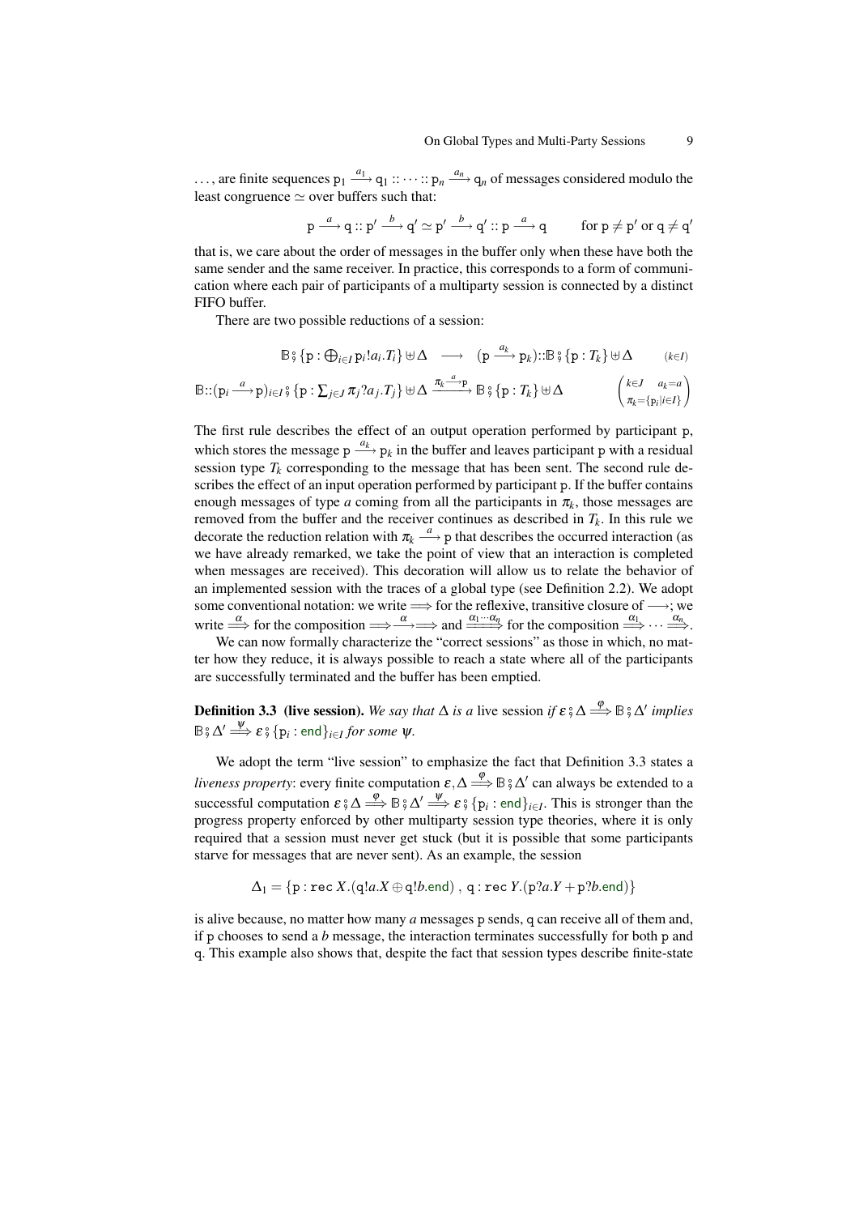..., are finite sequences $\mathtt{p}_1 \xrightarrow{a_1} \mathtt{q}_1 :: \cdots :: \mathtt{p}_n \xrightarrow{a_n} \mathtt{q}_n$ of messages considered modulo the least congruence $\simeq$ over buffers such that:

$$\mathtt{p} \xrightarrow{a} \mathtt{q} :: \mathtt{p}' \xrightarrow{b} \mathtt{q}' \simeq \mathtt{p}' \xrightarrow{b} \mathtt{q}' :: \mathtt{p} \xrightarrow{a} \mathtt{q} \qquad \text{for } \mathtt{p} \neq \mathtt{p}' \text{ or } \mathtt{q} \neq \mathtt{q}'$$

that is, we care about the order of messages in the buffer only when these have both the same sender and the same receiver. In practice, this corresponds to a form of communication where each pair of participants of a multiparty session is connected by a distinct FIFO buffer.

There are two possible reductions of a session:

$$\mathbb{B} \,⨾\, \{\mathtt{p} : \textstyle\bigoplus_{i \in I} \mathtt{p}_i!a_i.T_i\} \uplus \Delta \quad \longrightarrow \quad (\mathtt{p} \xrightarrow{a_k} \mathtt{p}_k)::\mathbb{B} \,⨾\, \{\mathtt{p} : T_k\} \uplus \Delta \qquad (k \in I)$$

$$\mathbb{B}::(\mathtt{p}_i \xrightarrow{a} \mathtt{p})_{i \in I} \,⨾\, \{\mathtt{p} : \textstyle\sum_{j \in J} \pi_j?a_j.T_j\} \uplus \Delta \xrightarrow{\pi_k \xrightarrow{a} \mathtt{p}} \mathbb{B} \,⨾\, \{\mathtt{p} : T_k\} \uplus \Delta \qquad \begin{pmatrix} k \in J \quad a_k = a \\ \pi_k = \{\mathtt{p}_i \mid i \in I\} \end{pmatrix}$$

The first rule describes the effect of an output operation performed by participant $\mathtt{p}$, which stores the message $\mathtt{p} \xrightarrow{a_k} \mathtt{p}_k$ in the buffer and leaves participant $\mathtt{p}$ with a residual session type $T_k$ corresponding to the message that has been sent. The second rule describes the effect of an input operation performed by participant $\mathtt{p}$. If the buffer contains enough messages of type $a$ coming from all the participants in $\pi_k$, those messages are removed from the buffer and the receiver continues as described in $T_k$. In this rule we decorate the reduction relation with $\pi_k \xrightarrow{a} \mathtt{p}$ that describes the occurred interaction (as we have already remarked, we take the point of view that an interaction is completed when messages are received). This decoration will allow us to relate the behavior of an implemented session with the traces of a global type (see Definition 2.2). We adopt some conventional notation: we write $\Longrightarrow$ for the reflexive, transitive closure of $\longrightarrow$; we write $\stackrel{\alpha}{\Longrightarrow}$ for the composition $\Longrightarrow\xrightarrow{\alpha}\Longrightarrow$ and $\stackrel{\alpha_1\cdots\alpha_n}{\Longrightarrow}$ for the composition $\stackrel{\alpha_1}{\Longrightarrow} \cdots \stackrel{\alpha_n}{\Longrightarrow}$.

We can now formally characterize the "correct sessions" as those in which, no matter how they reduce, it is always possible to reach a state where all of the participants are successfully terminated and the buffer has been emptied.

**Definition 3.3 (live session).** *We say that $\Delta$ is a* live session *if $\varepsilon \,⨾\, \Delta \stackrel{\varphi}{\Longrightarrow} \mathbb{B} \,⨾\, \Delta'$ implies $\mathbb{B} \,⨾\, \Delta' \stackrel{\psi}{\Longrightarrow} \varepsilon \,⨾\, \{\mathtt{p}_i : \mathsf{end}\}_{i \in I}$ for some $\psi$.*

We adopt the term "live session" to emphasize the fact that Definition 3.3 states a *liveness property*: every finite computation $\varepsilon, \Delta \stackrel{\varphi}{\Longrightarrow} \mathbb{B} \,⨾\, \Delta'$ can always be extended to a successful computation $\varepsilon \,⨾\, \Delta \stackrel{\varphi}{\Longrightarrow} \mathbb{B} \,⨾\, \Delta' \stackrel{\psi}{\Longrightarrow} \varepsilon \,⨾\, \{\mathtt{p}_i : \mathsf{end}\}_{i \in I}$. This is stronger than the progress property enforced by other multiparty session type theories, where it is only required that a session must never get stuck (but it is possible that some participants starve for messages that are never sent). As an example, the session

$$\Delta_1 = \{\mathtt{p} : \mathtt{rec}\, X.(\mathtt{q}!a.X \oplus \mathtt{q}!b.\mathsf{end}) \;,\; \mathtt{q} : \mathtt{rec}\, Y.(\mathtt{p}?a.Y + \mathtt{p}?b.\mathsf{end})\}$$

is alive because, no matter how many $a$ messages $\mathtt{p}$ sends, $\mathtt{q}$ can receive all of them and, if $\mathtt{p}$ chooses to send a $b$ message, the interaction terminates successfully for both $\mathtt{p}$ and $\mathtt{q}$. This example also shows that, despite the fact that session types describe finite-state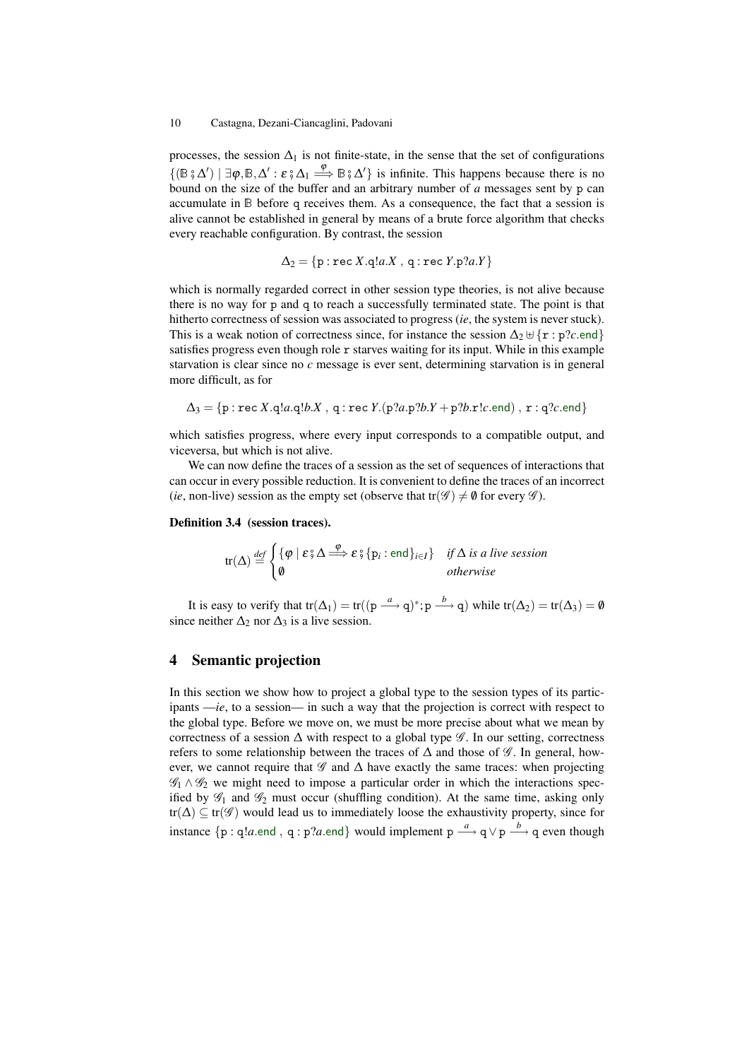processes, the session $\Delta_1$ is not finite-state, in the sense that the set of configurations $\{(\mathbb{B} \,\mathring{,}\, \Delta') \mid \exists \varphi, \mathbb{B}, \Delta' : \varepsilon \,\mathring{,}\, \Delta_1 \stackrel{\varphi}{\Longrightarrow} \mathbb{B} \,\mathring{,}\, \Delta'\}$ is infinite. This happens because there is no bound on the size of the buffer and an arbitrary number of $a$ messages sent by $\mathtt{p}$ can accumulate in $\mathbb{B}$ before $\mathtt{q}$ receives them. As a consequence, the fact that a session is alive cannot be established in general by means of a brute force algorithm that checks every reachable configuration. By contrast, the session

$$\Delta_2 = \{\mathtt{p} : \mathtt{rec}\ X.\mathtt{q}!a.X\ ,\ \mathtt{q} : \mathtt{rec}\ Y.\mathtt{p}?a.Y\}$$

which is normally regarded correct in other session type theories, is not alive because there is no way for $\mathtt{p}$ and $\mathtt{q}$ to reach a successfully terminated state. The point is that hitherto correctness of session was associated to progress (*ie*, the system is never stuck). This is a weak notion of correctness since, for instance the session $\Delta_2 \uplus \{\mathtt{r} : \mathtt{p}?c.\mathsf{end}\}$ satisfies progress even though role $\mathtt{r}$ starves waiting for its input. While in this example starvation is clear since no $c$ message is ever sent, determining starvation is in general more difficult, as for

$$\Delta_3 = \{\mathtt{p} : \mathtt{rec}\ X.\mathtt{q}!a.\mathtt{q}!b.X\ ,\ \mathtt{q} : \mathtt{rec}\ Y.(\mathtt{p}?a.\mathtt{p}?b.Y + \mathtt{p}?b.\mathtt{r}!c.\mathsf{end})\ ,\ \mathtt{r} : \mathtt{q}?c.\mathsf{end}\}$$

which satisfies progress, where every input corresponds to a compatible output, and viceversa, but which is not alive.

We can now define the traces of a session as the set of sequences of interactions that can occur in every possible reduction. It is convenient to define the traces of an incorrect (*ie*, non-live) session as the empty set (observe that $\mathrm{tr}(\mathscr{G}) \neq \emptyset$ for every $\mathscr{G}$).

**Definition 3.4 (session traces).**

$$\mathrm{tr}(\Delta) \stackrel{def}{=} \begin{cases} \{\varphi \mid \varepsilon \,\mathring{,}\, \Delta \stackrel{\varphi}{\Longrightarrow} \varepsilon \,\mathring{,}\, \{\mathtt{p}_i : \mathsf{end}\}_{i\in I}\} & \textit{if } \Delta \textit{ is a live session} \\ \emptyset & \textit{otherwise} \end{cases}$$

It is easy to verify that $\mathrm{tr}(\Delta_1) = \mathrm{tr}((\mathtt{p} \xrightarrow{a} \mathtt{q})^*; \mathtt{p} \xrightarrow{b} \mathtt{q})$ while $\mathrm{tr}(\Delta_2) = \mathrm{tr}(\Delta_3) = \emptyset$ since neither $\Delta_2$ nor $\Delta_3$ is a live session.

## 4 Semantic projection

In this section we show how to project a global type to the session types of its participants —*ie*, to a session— in such a way that the projection is correct with respect to the global type. Before we move on, we must be more precise about what we mean by correctness of a session $\Delta$ with respect to a global type $\mathscr{G}$. In our setting, correctness refers to some relationship between the traces of $\Delta$ and those of $\mathscr{G}$. In general, however, we cannot require that $\mathscr{G}$ and $\Delta$ have exactly the same traces: when projecting $\mathscr{G}_1 \wedge \mathscr{G}_2$ we might need to impose a particular order in which the interactions specified by $\mathscr{G}_1$ and $\mathscr{G}_2$ must occur (shuffling condition). At the same time, asking only $\mathrm{tr}(\Delta) \subseteq \mathrm{tr}(\mathscr{G})$ would lead us to immediately loose the exhaustivity property, since for instance $\{\mathtt{p} : \mathtt{q}!a.\mathsf{end}\ ,\ \mathtt{q} : \mathtt{p}?a.\mathsf{end}\}$ would implement $\mathtt{p} \xrightarrow{a} \mathtt{q} \vee \mathtt{p} \xrightarrow{b} \mathtt{q}$ even though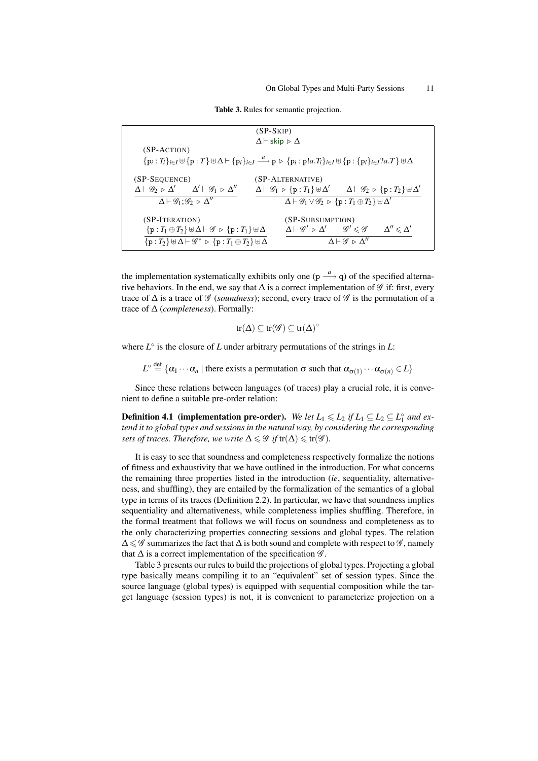**Table 3.** Rules for semantic projection.

(SP-SKIP)

$$\Delta \vdash \mathsf{skip} \triangleright \Delta$$

(SP-ACTION)

$$\{\mathtt{p}_i : T_i\}_{i\in I} \uplus \{\mathtt{p} : T\} \uplus \Delta \vdash \{\mathtt{p}_i\}_{i\in I} \xrightarrow{a} \mathtt{p} \triangleright \{\mathtt{p}_i : \mathtt{p}!a.T_i\}_{i\in I} \uplus \{\mathtt{p} : \{\mathtt{p}_i\}_{i\in I}?a.T\} \uplus \Delta$$

(SP-SEQUENCE)

$$\frac{\Delta \vdash \mathscr{G}_2 \triangleright \Delta' \qquad \Delta' \vdash \mathscr{G}_1 \triangleright \Delta''}{\Delta \vdash \mathscr{G}_1 ; \mathscr{G}_2 \triangleright \Delta''}$$

(SP-ALTERNATIVE)

$$\frac{\Delta \vdash \mathscr{G}_1 \triangleright \{\mathtt{p} : T_1\} \uplus \Delta' \qquad \Delta \vdash \mathscr{G}_2 \triangleright \{\mathtt{p} : T_2\} \uplus \Delta'}{\Delta \vdash \mathscr{G}_1 \vee \mathscr{G}_2 \triangleright \{\mathtt{p} : T_1 \oplus T_2\} \uplus \Delta'}$$

(SP-ITERATION)

$$\frac{\{\mathtt{p} : T_1 \oplus T_2\} \uplus \Delta \vdash \mathscr{G} \triangleright \{\mathtt{p} : T_1\} \uplus \Delta}{\{\mathtt{p} : T_2\} \uplus \Delta \vdash \mathscr{G}^* \triangleright \{\mathtt{p} : T_1 \oplus T_2\} \uplus \Delta}$$

(SP-SUBSUMPTION)

$$\frac{\Delta \vdash \mathscr{G}' \triangleright \Delta' \qquad \mathscr{G}' \leqslant \mathscr{G} \qquad \Delta'' \leqslant \Delta'}{\Delta \vdash \mathscr{G} \triangleright \Delta''}$$

the implementation systematically exhibits only one ($\mathtt{p} \xrightarrow{a} \mathtt{q}$) of the specified alternative behaviors. In the end, we say that $\Delta$ is a correct implementation of $\mathscr{G}$ if: first, every trace of $\Delta$ is a trace of $\mathscr{G}$ (*soundness*); second, every trace of $\mathscr{G}$ is the permutation of a trace of $\Delta$ (*completeness*). Formally:

$$\mathrm{tr}(\Delta) \subseteq \mathrm{tr}(\mathscr{G}) \subseteq \mathrm{tr}(\Delta)^\circ$$

where $L^\circ$ is the closure of $L$ under arbitrary permutations of the strings in $L$:

$$L^\circ \stackrel{\text{def}}{=} \{\alpha_1 \cdots \alpha_n \mid \text{there exists a permutation } \sigma \text{ such that } \alpha_{\sigma(1)} \cdots \alpha_{\sigma(n)} \in L\}$$

Since these relations between languages (of traces) play a crucial role, it is convenient to define a suitable pre-order relation:

**Definition 4.1 (implementation pre-order).** *We let $L_1 \leqslant L_2$ if $L_1 \subseteq L_2 \subseteq L_1^\circ$ and extend it to global types and sessions in the natural way, by considering the corresponding sets of traces. Therefore, we write $\Delta \leqslant \mathscr{G}$ if $\mathrm{tr}(\Delta) \leqslant \mathrm{tr}(\mathscr{G})$.*

It is easy to see that soundness and completeness respectively formalize the notions of fitness and exhaustivity that we have outlined in the introduction. For what concerns the remaining three properties listed in the introduction (*ie*, sequentiality, alternativeness, and shuffling), they are entailed by the formalization of the semantics of a global type in terms of its traces (Definition 2.2). In particular, we have that soundness implies sequentiality and alternativeness, while completeness implies shuffling. Therefore, in the formal treatment that follows we will focus on soundness and completeness as to the only characterizing properties connecting sessions and global types. The relation $\Delta \leqslant \mathscr{G}$ summarizes the fact that $\Delta$ is both sound and complete with respect to $\mathscr{G}$, namely that $\Delta$ is a correct implementation of the specification $\mathscr{G}$.

Table 3 presents our rules to build the projections of global types. Projecting a global type basically means compiling it to an "equivalent" set of session types. Since the source language (global types) is equipped with sequential composition while the target language (session types) is not, it is convenient to parameterize projection on a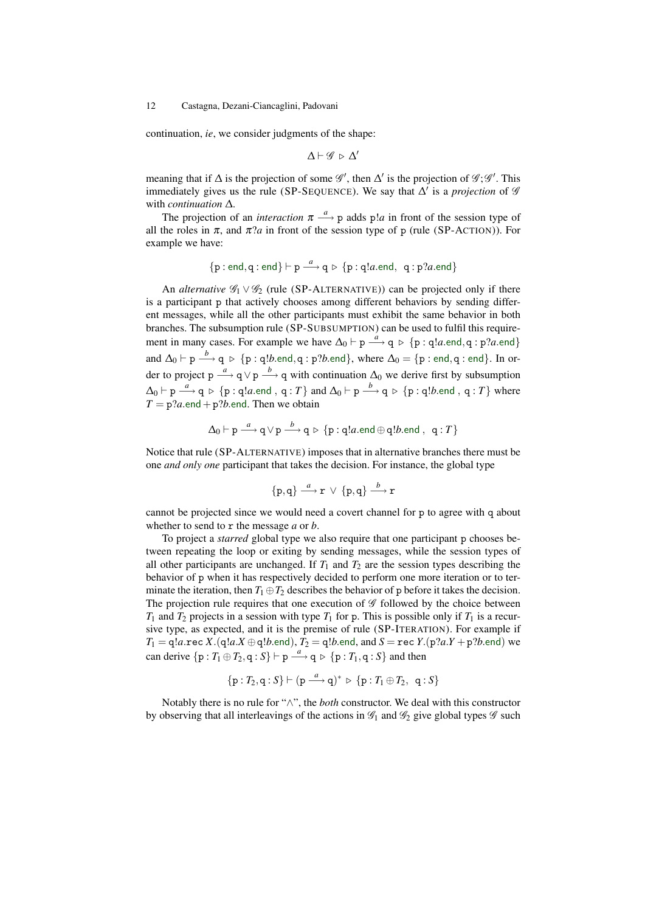continuation, *ie*, we consider judgments of the shape:

$$\Delta \vdash \mathscr{G} \triangleright \Delta'$$

meaning that if $\Delta$ is the projection of some $\mathscr{G}'$, then $\Delta'$ is the projection of $\mathscr{G};\mathscr{G}'$. This immediately gives us the rule (SP-SEQUENCE). We say that $\Delta'$ is a *projection* of $\mathscr{G}$ with *continuation* $\Delta$.

The projection of an *interaction* $\pi \xrightarrow{a} \mathtt{p}$ adds $\mathtt{p}!a$ in front of the session type of all the roles in $\pi$, and $\pi?a$ in front of the session type of $\mathtt{p}$ (rule (SP-ACTION)). For example we have:

$$\{\mathtt{p} : \mathsf{end}, \mathtt{q} : \mathsf{end}\} \vdash \mathtt{p} \xrightarrow{a} \mathtt{q} \triangleright \{\mathtt{p} : \mathtt{q}!a.\mathsf{end},\ \ \mathtt{q} : \mathtt{p}?a.\mathsf{end}\}$$

An *alternative* $\mathscr{G}_1 \vee \mathscr{G}_2$ (rule (SP-ALTERNATIVE)) can be projected only if there is a participant $\mathtt{p}$ that actively chooses among different behaviors by sending different messages, while all the other participants must exhibit the same behavior in both branches. The subsumption rule (SP-SUBSUMPTION) can be used to fulfil this requirement in many cases. For example we have $\Delta_0 \vdash \mathtt{p} \xrightarrow{a} \mathtt{q} \triangleright \{\mathtt{p} : \mathtt{q}!a.\mathsf{end}, \mathtt{q} : \mathtt{p}?a.\mathsf{end}\}$ and $\Delta_0 \vdash \mathtt{p} \xrightarrow{b} \mathtt{q} \triangleright \{\mathtt{p} : \mathtt{q}!b.\mathsf{end}, \mathtt{q} : \mathtt{p}?b.\mathsf{end}\}$, where $\Delta_0 = \{\mathtt{p} : \mathsf{end}, \mathtt{q} : \mathsf{end}\}$. In order to project $\mathtt{p} \xrightarrow{a} \mathtt{q} \vee \mathtt{p} \xrightarrow{b} \mathtt{q}$ with continuation $\Delta_0$ we derive first by subsumption $\Delta_0 \vdash \mathtt{p} \xrightarrow{a} \mathtt{q} \triangleright \{\mathtt{p} : \mathtt{q}!a.\mathsf{end}\ ,\ \mathtt{q} : T\}$ and $\Delta_0 \vdash \mathtt{p} \xrightarrow{b} \mathtt{q} \triangleright \{\mathtt{p} : \mathtt{q}!b.\mathsf{end}\ ,\ \mathtt{q} : T\}$ where $T = \mathtt{p}?a.\mathsf{end} + \mathtt{p}?b.\mathsf{end}$. Then we obtain

$$\Delta_0 \vdash \mathtt{p} \xrightarrow{a} \mathtt{q} \vee \mathtt{p} \xrightarrow{b} \mathtt{q} \triangleright \{\mathtt{p} : \mathtt{q}!a.\mathsf{end} \oplus \mathtt{q}!b.\mathsf{end}\ ,\ \ \mathtt{q} : T\}$$

Notice that rule (SP-ALTERNATIVE) imposes that in alternative branches there must be one *and only one* participant that takes the decision. For instance, the global type

$$\{\mathtt{p},\mathtt{q}\} \xrightarrow{a} \mathtt{r}\ \vee\ \{\mathtt{p},\mathtt{q}\} \xrightarrow{b} \mathtt{r}$$

cannot be projected since we would need a covert channel for $\mathtt{p}$ to agree with $\mathtt{q}$ about whether to send to $\mathtt{r}$ the message $a$ or $b$.

To project a *starred* global type we also require that one participant $\mathtt{p}$ chooses between repeating the loop or exiting by sending messages, while the session types of all other participants are unchanged. If $T_1$ and $T_2$ are the session types describing the behavior of $\mathtt{p}$ when it has respectively decided to perform one more iteration or to terminate the iteration, then $T_1 \oplus T_2$ describes the behavior of $\mathtt{p}$ before it takes the decision. The projection rule requires that one execution of $\mathscr{G}$ followed by the choice between $T_1$ and $T_2$ projects in a session with type $T_1$ for $\mathtt{p}$. This is possible only if $T_1$ is a recursive type, as expected, and it is the premise of rule (SP-ITERATION). For example if $T_1 = \mathtt{q}!a.\mathtt{rec}\,X.(\mathtt{q}!a.X \oplus \mathtt{q}!b.\mathsf{end})$, $T_2 = \mathtt{q}!b.\mathsf{end}$, and $S = \mathtt{rec}\,Y.(\mathtt{p}?a.Y + \mathtt{p}?b.\mathsf{end})$ we can derive $\{\mathtt{p} : T_1 \oplus T_2, \mathtt{q} : S\} \vdash \mathtt{p} \xrightarrow{a} \mathtt{q} \triangleright \{\mathtt{p} : T_1, \mathtt{q} : S\}$ and then

$$\{\mathtt{p} : T_2, \mathtt{q} : S\} \vdash (\mathtt{p} \xrightarrow{a} \mathtt{q})^* \triangleright \{\mathtt{p} : T_1 \oplus T_2,\ \ \mathtt{q} : S\}$$

Notably there is no rule for "$\wedge$", the *both* constructor. We deal with this constructor by observing that all interleavings of the actions in $\mathscr{G}_1$ and $\mathscr{G}_2$ give global types $\mathscr{G}$ such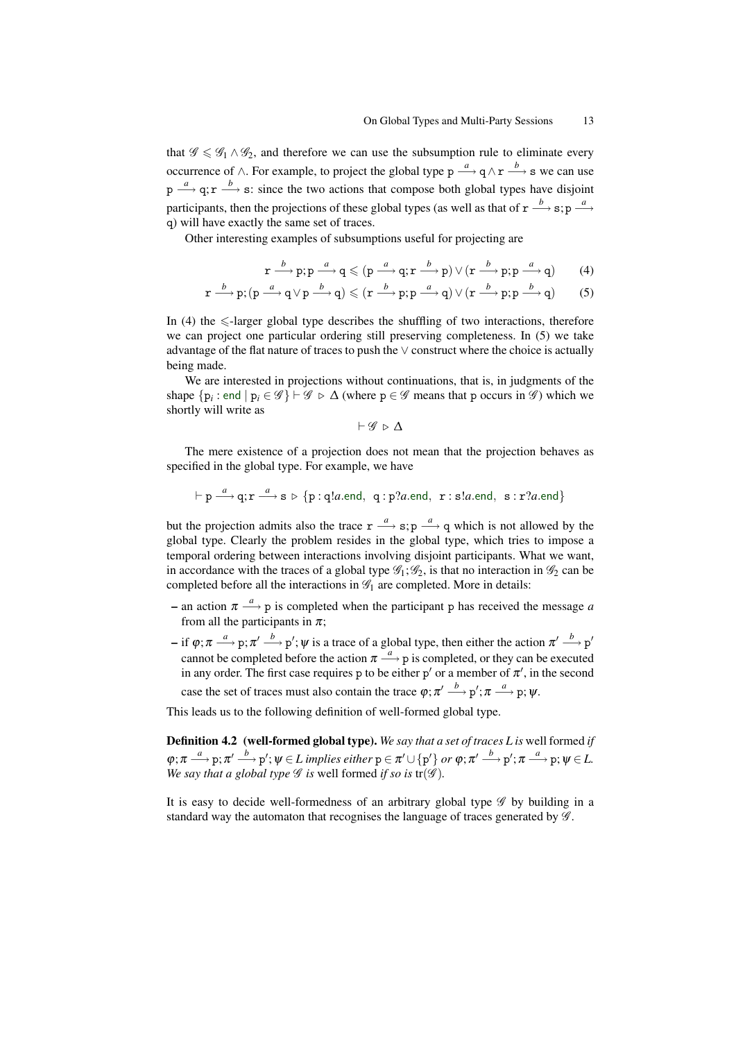that $\mathscr{G} \leqslant \mathscr{G}_1 \wedge \mathscr{G}_2$, and therefore we can use the subsumption rule to eliminate every occurrence of $\wedge$. For example, to project the global type $\mathtt{p} \xrightarrow{a} \mathtt{q} \wedge \mathtt{r} \xrightarrow{b} \mathtt{s}$ we can use $\mathtt{p} \xrightarrow{a} \mathtt{q}; \mathtt{r} \xrightarrow{b} \mathtt{s}$: since the two actions that compose both global types have disjoint participants, then the projections of these global types (as well as that of $\mathtt{r} \xrightarrow{b} \mathtt{s}; \mathtt{p} \xrightarrow{a} \mathtt{q}$) will have exactly the same set of traces.

Other interesting examples of subsumptions useful for projecting are

$$\mathtt{r} \xrightarrow{b} \mathtt{p}; \mathtt{p} \xrightarrow{a} \mathtt{q} \leqslant (\mathtt{p} \xrightarrow{a} \mathtt{q}; \mathtt{r} \xrightarrow{b} \mathtt{p}) \vee (\mathtt{r} \xrightarrow{b} \mathtt{p}; \mathtt{p} \xrightarrow{a} \mathtt{q}) \tag{4}$$

$$\mathtt{r} \xrightarrow{b} \mathtt{p}; (\mathtt{p} \xrightarrow{a} \mathtt{q} \vee \mathtt{p} \xrightarrow{b} \mathtt{q}) \leqslant (\mathtt{r} \xrightarrow{b} \mathtt{p}; \mathtt{p} \xrightarrow{a} \mathtt{q}) \vee (\mathtt{r} \xrightarrow{b} \mathtt{p}; \mathtt{p} \xrightarrow{b} \mathtt{q}) \tag{5}$$

In (4) the $\leqslant$-larger global type describes the shuffling of two interactions, therefore we can project one particular ordering still preserving completeness. In (5) we take advantage of the flat nature of traces to push the $\vee$ construct where the choice is actually being made.

We are interested in projections without continuations, that is, in judgments of the shape $\{\mathtt{p}_i : \mathsf{end} \mid \mathtt{p}_i \in \mathscr{G}\} \vdash \mathscr{G} \triangleright \Delta$ (where $\mathtt{p} \in \mathscr{G}$ means that $\mathtt{p}$ occurs in $\mathscr{G}$) which we shortly will write as

$$\vdash \mathscr{G} \triangleright \Delta$$

The mere existence of a projection does not mean that the projection behaves as specified in the global type. For example, we have

$$\vdash \mathtt{p} \xrightarrow{a} \mathtt{q}; \mathtt{r} \xrightarrow{a} \mathtt{s} \triangleright \{\mathtt{p} : \mathtt{q}!a.\mathsf{end},\ \mathtt{q} : \mathtt{p}?a.\mathsf{end},\ \mathtt{r} : \mathtt{s}!a.\mathsf{end},\ \mathtt{s} : \mathtt{r}?a.\mathsf{end}\}$$

but the projection admits also the trace $\mathtt{r} \xrightarrow{a} \mathtt{s}; \mathtt{p} \xrightarrow{a} \mathtt{q}$ which is not allowed by the global type. Clearly the problem resides in the global type, which tries to impose a temporal ordering between interactions involving disjoint participants. What we want, in accordance with the traces of a global type $\mathscr{G}_1;\mathscr{G}_2$, is that no interaction in $\mathscr{G}_2$ can be completed before all the interactions in $\mathscr{G}_1$ are completed. More in details:

- an action $\pi \xrightarrow{a} \mathtt{p}$ is completed when the participant $\mathtt{p}$ has received the message $a$ from all the participants in $\pi$;
- if $\varphi; \pi \xrightarrow{a} \mathtt{p}; \pi' \xrightarrow{b} \mathtt{p}'; \psi$ is a trace of a global type, then either the action $\pi' \xrightarrow{b} \mathtt{p}'$ cannot be completed before the action $\pi \xrightarrow{a} \mathtt{p}$ is completed, or they can be executed in any order. The first case requires $\mathtt{p}$ to be either $\mathtt{p}'$ or a member of $\pi'$, in the second case the set of traces must also contain the trace $\varphi; \pi' \xrightarrow{b} \mathtt{p}'; \pi \xrightarrow{a} \mathtt{p}; \psi$.

This leads us to the following definition of well-formed global type.

**Definition 4.2 (well-formed global type).** *We say that a set of traces $L$ is* well formed *if $\varphi; \pi \xrightarrow{a} \mathtt{p}; \pi' \xrightarrow{b} \mathtt{p}'; \psi \in L$ implies either $\mathtt{p} \in \pi' \cup \{\mathtt{p}'\}$ or $\varphi; \pi' \xrightarrow{b} \mathtt{p}'; \pi \xrightarrow{a} \mathtt{p}; \psi \in L$. We say that a global type $\mathscr{G}$ is* well formed *if so is $\mathrm{tr}(\mathscr{G})$.*

It is easy to decide well-formedness of an arbitrary global type $\mathscr{G}$ by building in a standard way the automaton that recognises the language of traces generated by $\mathscr{G}$.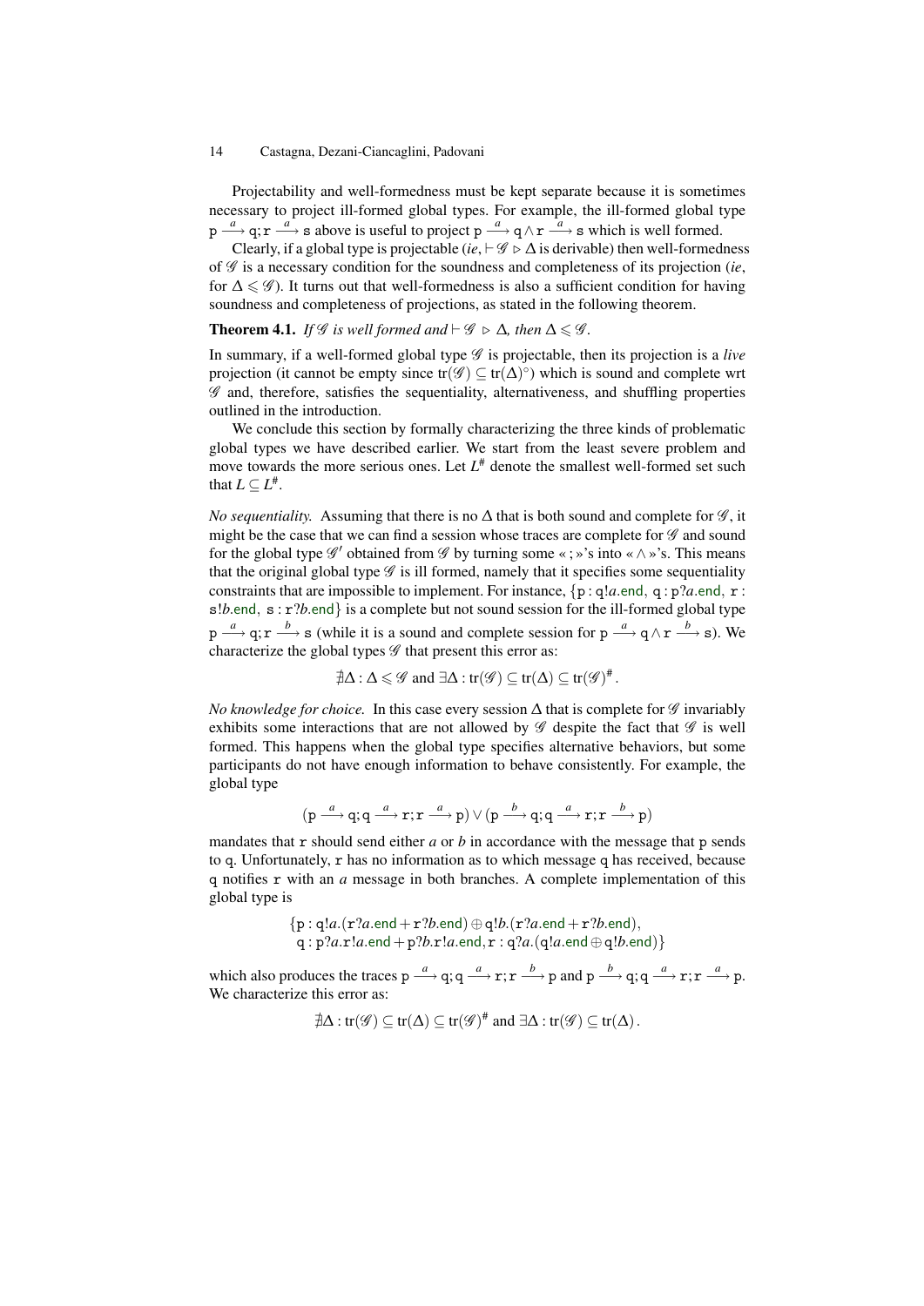Projectability and well-formedness must be kept separate because it is sometimes necessary to project ill-formed global types. For example, the ill-formed global type $\mathtt{p} \xrightarrow{a} \mathtt{q}; \mathtt{r} \xrightarrow{a} \mathtt{s}$ above is useful to project $\mathtt{p} \xrightarrow{a} \mathtt{q} \wedge \mathtt{r} \xrightarrow{a} \mathtt{s}$ which is well formed.

Clearly, if a global type is projectable (*ie*, $\vdash \mathscr{G} \rhd \Delta$ is derivable) then well-formedness of $\mathscr{G}$ is a necessary condition for the soundness and completeness of its projection (*ie*, for $\Delta \leqslant \mathscr{G}$). It turns out that well-formedness is also a sufficient condition for having soundness and completeness of projections, as stated in the following theorem.

**Theorem 4.1.** *If $\mathscr{G}$ is well formed and $\vdash \mathscr{G} \rhd \Delta$, then $\Delta \leqslant \mathscr{G}$.*

In summary, if a well-formed global type $\mathscr{G}$ is projectable, then its projection is a *live* projection (it cannot be empty since $\mathrm{tr}(\mathscr{G}) \subseteq \mathrm{tr}(\Delta)^\circ$) which is sound and complete wrt $\mathscr{G}$ and, therefore, satisfies the sequentiality, alternativeness, and shuffling properties outlined in the introduction.

We conclude this section by formally characterizing the three kinds of problematic global types we have described earlier. We start from the least severe problem and move towards the more serious ones. Let $L^\#$ denote the smallest well-formed set such that $L \subseteq L^\#$.

*No sequentiality.* Assuming that there is no $\Delta$ that is both sound and complete for $\mathscr{G}$, it might be the case that we can find a session whose traces are complete for $\mathscr{G}$ and sound for the global type $\mathscr{G}'$ obtained from $\mathscr{G}$ by turning some «;»'s into «$\wedge$»'s. This means that the original global type $\mathscr{G}$ is ill formed, namely that it specifies some sequentiality constraints that are impossible to implement. For instance, $\{\mathtt{p} : \mathtt{q}!a.\mathsf{end},\ \mathtt{q} : \mathtt{p}?a.\mathsf{end},\ \mathtt{r} : \mathtt{s}!b.\mathsf{end},\ \mathtt{s} : \mathtt{r}?b.\mathsf{end}\}$ is a complete but not sound session for the ill-formed global type $\mathtt{p} \xrightarrow{a} \mathtt{q}; \mathtt{r} \xrightarrow{b} \mathtt{s}$ (while it is a sound and complete session for $\mathtt{p} \xrightarrow{a} \mathtt{q} \wedge \mathtt{r} \xrightarrow{b} \mathtt{s}$). We characterize the global types $\mathscr{G}$ that present this error as:

$$\nexists \Delta : \Delta \leqslant \mathscr{G} \text{ and } \exists \Delta : \mathrm{tr}(\mathscr{G}) \subseteq \mathrm{tr}(\Delta) \subseteq \mathrm{tr}(\mathscr{G})^\# .$$

*No knowledge for choice.* In this case every session $\Delta$ that is complete for $\mathscr{G}$ invariably exhibits some interactions that are not allowed by $\mathscr{G}$ despite the fact that $\mathscr{G}$ is well formed. This happens when the global type specifies alternative behaviors, but some participants do not have enough information to behave consistently. For example, the global type

$$(\mathtt{p} \xrightarrow{a} \mathtt{q}; \mathtt{q} \xrightarrow{a} \mathtt{r}; \mathtt{r} \xrightarrow{a} \mathtt{p}) \vee (\mathtt{p} \xrightarrow{b} \mathtt{q}; \mathtt{q} \xrightarrow{a} \mathtt{r}; \mathtt{r} \xrightarrow{b} \mathtt{p})$$

mandates that $\mathtt{r}$ should send either $a$ or $b$ in accordance with the message that $\mathtt{p}$ sends to $\mathtt{q}$. Unfortunately, $\mathtt{r}$ has no information as to which message $\mathtt{q}$ has received, because $\mathtt{q}$ notifies $\mathtt{r}$ with an $a$ message in both branches. A complete implementation of this global type is

$$\begin{array}{l}\{\mathtt{p} : \mathtt{q}!a.(\mathtt{r}?a.\mathsf{end} + \mathtt{r}?b.\mathsf{end}) \oplus \mathtt{q}!b.(\mathtt{r}?a.\mathsf{end} + \mathtt{r}?b.\mathsf{end}),\\ \ \mathtt{q} : \mathtt{p}?a.\mathtt{r}!a.\mathsf{end} + \mathtt{p}?b.\mathtt{r}!a.\mathsf{end}, \mathtt{r} : \mathtt{q}?a.(\mathtt{q}!a.\mathsf{end} \oplus \mathtt{q}!b.\mathsf{end})\}\end{array}$$

which also produces the traces $\mathtt{p} \xrightarrow{a} \mathtt{q}; \mathtt{q} \xrightarrow{a} \mathtt{r}; \mathtt{r} \xrightarrow{b} \mathtt{p}$ and $\mathtt{p} \xrightarrow{b} \mathtt{q}; \mathtt{q} \xrightarrow{a} \mathtt{r}; \mathtt{r} \xrightarrow{a} \mathtt{p}$. We characterize this error as:

$$\nexists \Delta : \mathrm{tr}(\mathscr{G}) \subseteq \mathrm{tr}(\Delta) \subseteq \mathrm{tr}(\mathscr{G})^\# \text{ and } \exists \Delta : \mathrm{tr}(\mathscr{G}) \subseteq \mathrm{tr}(\Delta) .$$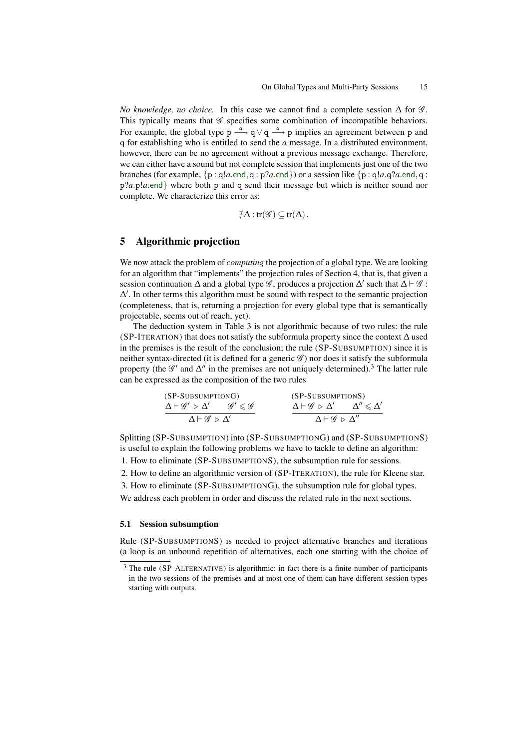*No knowledge, no choice.* In this case we cannot find a complete session $\Delta$ for $\mathscr{G}$. This typically means that $\mathscr{G}$ specifies some combination of incompatible behaviors. For example, the global type $\mathtt{p} \xrightarrow{a} \mathtt{q} \vee \mathtt{q} \xrightarrow{a} \mathtt{p}$ implies an agreement between $\mathtt{p}$ and $\mathtt{q}$ for establishing who is entitled to send the $a$ message. In a distributed environment, however, there can be no agreement without a previous message exchange. Therefore, we can either have a sound but not complete session that implements just one of the two branches (for example, $\{\mathtt{p} : \mathtt{q}!a.\mathsf{end}, \mathtt{q} : \mathtt{p}?a.\mathsf{end}\}$) or a session like $\{\mathtt{p} : \mathtt{q}!a.\mathtt{q}?a.\mathsf{end}, \mathtt{q} : \mathtt{p}?a.\mathtt{p}!a.\mathsf{end}\}$ where both $\mathtt{p}$ and $\mathtt{q}$ send their message but which is neither sound nor complete. We characterize this error as:

$$\nexists \Delta : \mathrm{tr}(\mathscr{G}) \subseteq \mathrm{tr}(\Delta).$$

## 5 Algorithmic projection

We now attack the problem of *computing* the projection of a global type. We are looking for an algorithm that "implements" the projection rules of Section 4, that is, that given a session continuation $\Delta$ and a global type $\mathscr{G}$, produces a projection $\Delta'$ such that $\Delta \vdash \mathscr{G} : \Delta'$. In other terms this algorithm must be sound with respect to the semantic projection (completeness, that is, returning a projection for every global type that is semantically projectable, seems out of reach, yet).

The deduction system in Table 3 is not algorithmic because of two rules: the rule (SP-ITERATION) that does not satisfy the subformula property since the context $\Delta$ used in the premises is the result of the conclusion; the rule (SP-SUBSUMPTION) since it is neither syntax-directed (it is defined for a generic $\mathscr{G}$) nor does it satisfy the subformula property (the $\mathscr{G}'$ and $\Delta''$ in the premises are not uniquely determined).[3] The latter rule can be expressed as the composition of the two rules

$$\text{(SP-SUBSUMPTIONG)}\quad \frac{\Delta \vdash \mathscr{G}' \rhd \Delta' \qquad \mathscr{G}' \leqslant \mathscr{G}}{\Delta \vdash \mathscr{G} \rhd \Delta'} \qquad\qquad \text{(SP-SUBSUMPTIONS)}\quad \frac{\Delta \vdash \mathscr{G} \rhd \Delta' \qquad \Delta'' \leqslant \Delta'}{\Delta \vdash \mathscr{G} \rhd \Delta''}$$

Splitting (SP-SUBSUMPTION) into (SP-SUBSUMPTIONG) and (SP-SUBSUMPTIONS) is useful to explain the following problems we have to tackle to define an algorithm:

1. How to eliminate (SP-SUBSUMPTIONS), the subsumption rule for sessions.
2. How to define an algorithmic version of (SP-ITERATION), the rule for Kleene star.
3. How to eliminate (SP-SUBSUMPTIONG), the subsumption rule for global types.

We address each problem in order and discuss the related rule in the next sections.

### 5.1 Session subsumption

Rule (SP-SUBSUMPTIONS) is needed to project alternative branches and iterations (a loop is an unbound repetition of alternatives, each one starting with the choice of

[3] The rule (SP-ALTERNATIVE) is algorithmic: in fact there is a finite number of participants in the two sessions of the premises and at most one of them can have different session types starting with outputs.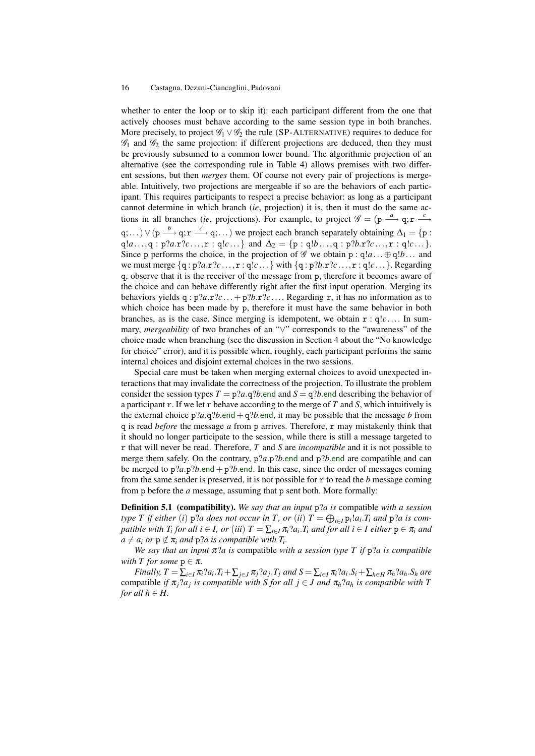whether to enter the loop or to skip it): each participant different from the one that actively chooses must behave according to the same session type in both branches. More precisely, to project $\mathscr{G}_1 \vee \mathscr{G}_2$ the rule (SP-ALTERNATIVE) requires to deduce for $\mathscr{G}_1$ and $\mathscr{G}_2$ the same projection: if different projections are deduced, then they must be previously subsumed to a common lower bound. The algorithmic projection of an alternative (see the corresponding rule in Table 4) allows premises with two different sessions, but then *merges* them. Of course not every pair of projections is mergeable. Intuitively, two projections are mergeable if so are the behaviors of each participant. This requires participants to respect a precise behavior: as long as a participant cannot determine in which branch (*ie*, projection) it is, then it must do the same actions in all branches (*ie*, projections). For example, to project $\mathscr{G} = (\mathtt{p} \xrightarrow{a} \mathtt{q}; \mathtt{r} \xrightarrow{c} \mathtt{q}; \dots) \vee (\mathtt{p} \xrightarrow{b} \mathtt{q}; \mathtt{r} \xrightarrow{c} \mathtt{q}; \dots)$ we project each branch separately obtaining $\Delta_1 = \{\mathtt{p} : \mathtt{q}!a \dots, \mathtt{q} : \mathtt{p}?a.\mathtt{r}?c \dots, \mathtt{r} : \mathtt{q}!c \dots\}$ and $\Delta_2 = \{\mathtt{p} : \mathtt{q}!b \dots, \mathtt{q} : \mathtt{p}?b.\mathtt{r}?c \dots, \mathtt{r} : \mathtt{q}!c \dots\}$. Since $\mathtt{p}$ performs the choice, in the projection of $\mathscr{G}$ we obtain $\mathtt{p} : \mathtt{q}!a \dots \oplus \mathtt{q}!b \dots$ and we must merge $\{\mathtt{q} : \mathtt{p}?a.\mathtt{r}?c \dots, \mathtt{r} : \mathtt{q}!c \dots\}$ with $\{\mathtt{q} : \mathtt{p}?b.\mathtt{r}?c \dots, \mathtt{r} : \mathtt{q}!c \dots\}$. Regarding $\mathtt{q}$, observe that it is the receiver of the message from $\mathtt{p}$, therefore it becomes aware of the choice and can behave differently right after the first input operation. Merging its behaviors yields $\mathtt{q} : \mathtt{p}?a.\mathtt{r}?c \dots + \mathtt{p}?b.\mathtt{r}?c \dots$. Regarding $\mathtt{r}$, it has no information as to which choice has been made by $\mathtt{p}$, therefore it must have the same behavior in both branches, as is the case. Since merging is idempotent, we obtain $\mathtt{r} : \mathtt{q}!c \dots$. In summary, *mergeability* of two branches of an "$\vee$" corresponds to the "awareness" of the choice made when branching (see the discussion in Section 4 about the "No knowledge for choice" error), and it is possible when, roughly, each participant performs the same internal choices and disjoint external choices in the two sessions.

Special care must be taken when merging external choices to avoid unexpected interactions that may invalidate the correctness of the projection. To illustrate the problem consider the session types $T = \mathtt{p}?a.\mathtt{q}?b.\mathsf{end}$ and $S = \mathtt{q}?b.\mathsf{end}$ describing the behavior of a participant $\mathtt{r}$. If we let $\mathtt{r}$ behave according to the merge of $T$ and $S$, which intuitively is the external choice $\mathtt{p}?a.\mathtt{q}?b.\mathsf{end} + \mathtt{q}?b.\mathsf{end}$, it may be possible that the message $b$ from $\mathtt{q}$ is read *before* the message $a$ from $\mathtt{p}$ arrives. Therefore, $\mathtt{r}$ may mistakenly think that it should no longer participate to the session, while there is still a message targeted to $\mathtt{r}$ that will never be read. Therefore, $T$ and $S$ are *incompatible* and it is not possible to merge them safely. On the contrary, $\mathtt{p}?a.\mathtt{p}?b.\mathsf{end}$ and $\mathtt{p}?b.\mathsf{end}$ are compatible and can be merged to $\mathtt{p}?a.\mathtt{p}?b.\mathsf{end} + \mathtt{p}?b.\mathsf{end}$. In this case, since the order of messages coming from the same sender is preserved, it is not possible for $\mathtt{r}$ to read the $b$ message coming from $\mathtt{p}$ before the $a$ message, assuming that $\mathtt{p}$ sent both. More formally:

**Definition 5.1 (compatibility).** *We say that an input* $\mathtt{p}?a$ *is* compatible *with a session type $T$ if either* $(i)$ $\mathtt{p}?a$ *does not occur in $T$, or* $(ii)$ $T = \bigoplus_{i\in I} \mathtt{p}_i!a_i.T_i$ *and* $\mathtt{p}?a$ *is compatible with $T_i$ for all $i \in I$, or* $(iii)$ $T = \sum_{i\in I} \pi_i?a_i.T_i$ *and for all $i \in I$ either* $\mathtt{p} \in \pi_i$ *and* $a \neq a_i$ *or* $\mathtt{p} \notin \pi_i$ *and* $\mathtt{p}?a$ *is compatible with $T_i$.*

*We say that an input $\pi?a$ is* compatible *with a session type $T$ if* $\mathtt{p}?a$ *is compatible with $T$ for some* $\mathtt{p} \in \pi$.

*Finally,* $T = \sum_{i\in I} \pi_i?a_i.T_i + \sum_{j\in J} \pi_j?a_j.T_j$ *and* $S = \sum_{i\in I} \pi_i?a_i.S_i + \sum_{h\in H} \pi_h?a_h.S_h$ *are* compatible *if $\pi_j?a_j$ is compatible with $S$ for all $j \in J$ and $\pi_h?a_h$ is compatible with $T$ for all $h \in H$.*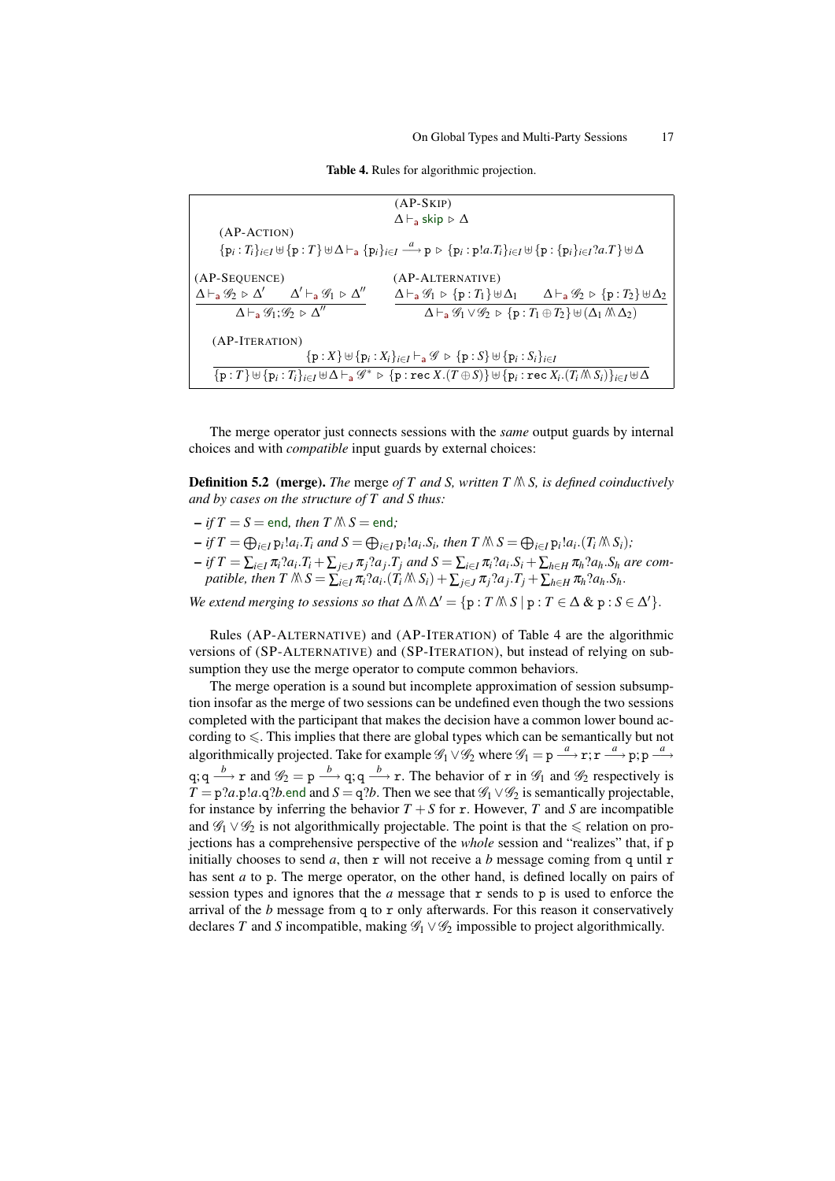**Table 4.** Rules for algorithmic projection.

(AP-SKIP)

$$\Delta \vdash_{\mathsf{a}} \mathsf{skip} \triangleright \Delta$$

(AP-ACTION)

$$\{\mathtt{p}_i : T_i\}_{i\in I} \uplus \{\mathtt{p} : T\} \uplus \Delta \vdash_{\mathsf{a}} \{\mathtt{p}_i\}_{i\in I} \xrightarrow{a} \mathtt{p} \triangleright \{\mathtt{p}_i : \mathtt{p}!a.T_i\}_{i\in I} \uplus \{\mathtt{p} : \{\mathtt{p}_i\}_{i\in I}?a.T\} \uplus \Delta$$

(AP-SEQUENCE)

$$\frac{\Delta \vdash_{\mathsf{a}} \mathscr{G}_2 \triangleright \Delta' \qquad \Delta' \vdash_{\mathsf{a}} \mathscr{G}_1 \triangleright \Delta''}{\Delta \vdash_{\mathsf{a}} \mathscr{G}_1;\mathscr{G}_2 \triangleright \Delta''}$$

(AP-ALTERNATIVE)

$$\frac{\Delta \vdash_{\mathsf{a}} \mathscr{G}_1 \triangleright \{\mathtt{p} : T_1\} \uplus \Delta_1 \qquad \Delta \vdash_{\mathsf{a}} \mathscr{G}_2 \triangleright \{\mathtt{p} : T_2\} \uplus \Delta_2}{\Delta \vdash_{\mathsf{a}} \mathscr{G}_1 \vee \mathscr{G}_2 \triangleright \{\mathtt{p} : T_1 \oplus T_2\} \uplus (\Delta_1 \mathbin{\wedge\!\!\!\wedge\!\!\!\wedge} \Delta_2)}$$

(AP-ITERATION)

$$\frac{\{\mathtt{p} : X\} \uplus \{\mathtt{p}_i : X_i\}_{i\in I} \vdash_{\mathsf{a}} \mathscr{G} \triangleright \{\mathtt{p} : S\} \uplus \{\mathtt{p}_i : S_i\}_{i\in I}}{\{\mathtt{p} : T\} \uplus \{\mathtt{p}_i : T_i\}_{i\in I} \uplus \Delta \vdash_{\mathsf{a}} \mathscr{G}^* \triangleright \{\mathtt{p} : \mathtt{rec}\, X.(T \oplus S)\} \uplus \{\mathtt{p}_i : \mathtt{rec}\, X_i.(T_i \mathbin{\wedge\!\!\!\wedge\!\!\!\wedge} S_i)\}_{i\in I} \uplus \Delta}$$

The merge operator just connects sessions with the *same* output guards by internal choices and with *compatible* input guards by external choices:

**Definition 5.2 (merge).** *The* merge *of $T$ and $S$, written $T \mathbin{\wedge\!\!\!\wedge\!\!\!\wedge} S$, is defined coinductively and by cases on the structure of $T$ and $S$ thus:*

- *if $T = S = \mathsf{end}$, then $T \mathbin{\wedge\!\!\!\wedge\!\!\!\wedge} S = \mathsf{end}$;*
- *if $T = \bigoplus_{i\in I} \mathtt{p}_i!a_i.T_i$ and $S = \bigoplus_{i\in I} \mathtt{p}_i!a_i.S_i$, then $T \mathbin{\wedge\!\!\!\wedge\!\!\!\wedge} S = \bigoplus_{i\in I} \mathtt{p}_i!a_i.(T_i \mathbin{\wedge\!\!\!\wedge\!\!\!\wedge} S_i)$;*
- *if $T = \sum_{i\in I} \pi_i?a_i.T_i + \sum_{j\in J} \pi_j?a_j.T_j$ and $S = \sum_{i\in I} \pi_i?a_i.S_i + \sum_{h\in H} \pi_h?a_h.S_h$ are compatible, then $T \mathbin{\wedge\!\!\!\wedge\!\!\!\wedge} S = \sum_{i\in I} \pi_i?a_i.(T_i \mathbin{\wedge\!\!\!\wedge\!\!\!\wedge} S_i) + \sum_{j\in J} \pi_j?a_j.T_j + \sum_{h\in H} \pi_h?a_h.S_h$.*

*We extend merging to sessions so that $\Delta \mathbin{\wedge\!\!\!\wedge\!\!\!\wedge} \Delta' = \{\mathtt{p} : T \mathbin{\wedge\!\!\!\wedge\!\!\!\wedge} S \mid \mathtt{p} : T \in \Delta \;\&\; \mathtt{p} : S \in \Delta'\}$.*

Rules (AP-ALTERNATIVE) and (AP-ITERATION) of Table 4 are the algorithmic versions of (SP-ALTERNATIVE) and (SP-ITERATION), but instead of relying on subsumption they use the merge operator to compute common behaviors.

The merge operation is a sound but incomplete approximation of session subsumption insofar as the merge of two sessions can be undefined even though the two sessions completed with the participant that makes the decision have a common lower bound according to $\leqslant$. This implies that there are global types which can be semantically but not algorithmically projected. Take for example $\mathscr{G}_1 \vee \mathscr{G}_2$ where $\mathscr{G}_1 = \mathtt{p} \xrightarrow{a} \mathtt{r}; \mathtt{r} \xrightarrow{a} \mathtt{p}; \mathtt{p} \xrightarrow{a} \mathtt{q}; \mathtt{q} \xrightarrow{b} \mathtt{r}$ and $\mathscr{G}_2 = \mathtt{p} \xrightarrow{b} \mathtt{q}; \mathtt{q} \xrightarrow{b} \mathtt{r}$. The behavior of $\mathtt{r}$ in $\mathscr{G}_1$ and $\mathscr{G}_2$ respectively is $T = \mathtt{p}?a.\mathtt{p}!a.\mathtt{q}?b.\mathsf{end}$ and $S = \mathtt{q}?b$. Then we see that $\mathscr{G}_1 \vee \mathscr{G}_2$ is semantically projectable, for instance by inferring the behavior $T + S$ for $\mathtt{r}$. However, $T$ and $S$ are incompatible and $\mathscr{G}_1 \vee \mathscr{G}_2$ is not algorithmically projectable. The point is that the $\leqslant$ relation on projections has a comprehensive perspective of the *whole* session and "realizes" that, if $\mathtt{p}$ initially chooses to send $a$, then $\mathtt{r}$ will not receive a $b$ message coming from $\mathtt{q}$ until $\mathtt{r}$ has sent $a$ to $\mathtt{p}$. The merge operator, on the other hand, is defined locally on pairs of session types and ignores that the $a$ message that $\mathtt{r}$ sends to $\mathtt{p}$ is used to enforce the arrival of the $b$ message from $\mathtt{q}$ to $\mathtt{r}$ only afterwards. For this reason it conservatively declares $T$ and $S$ incompatible, making $\mathscr{G}_1 \vee \mathscr{G}_2$ impossible to project algorithmically.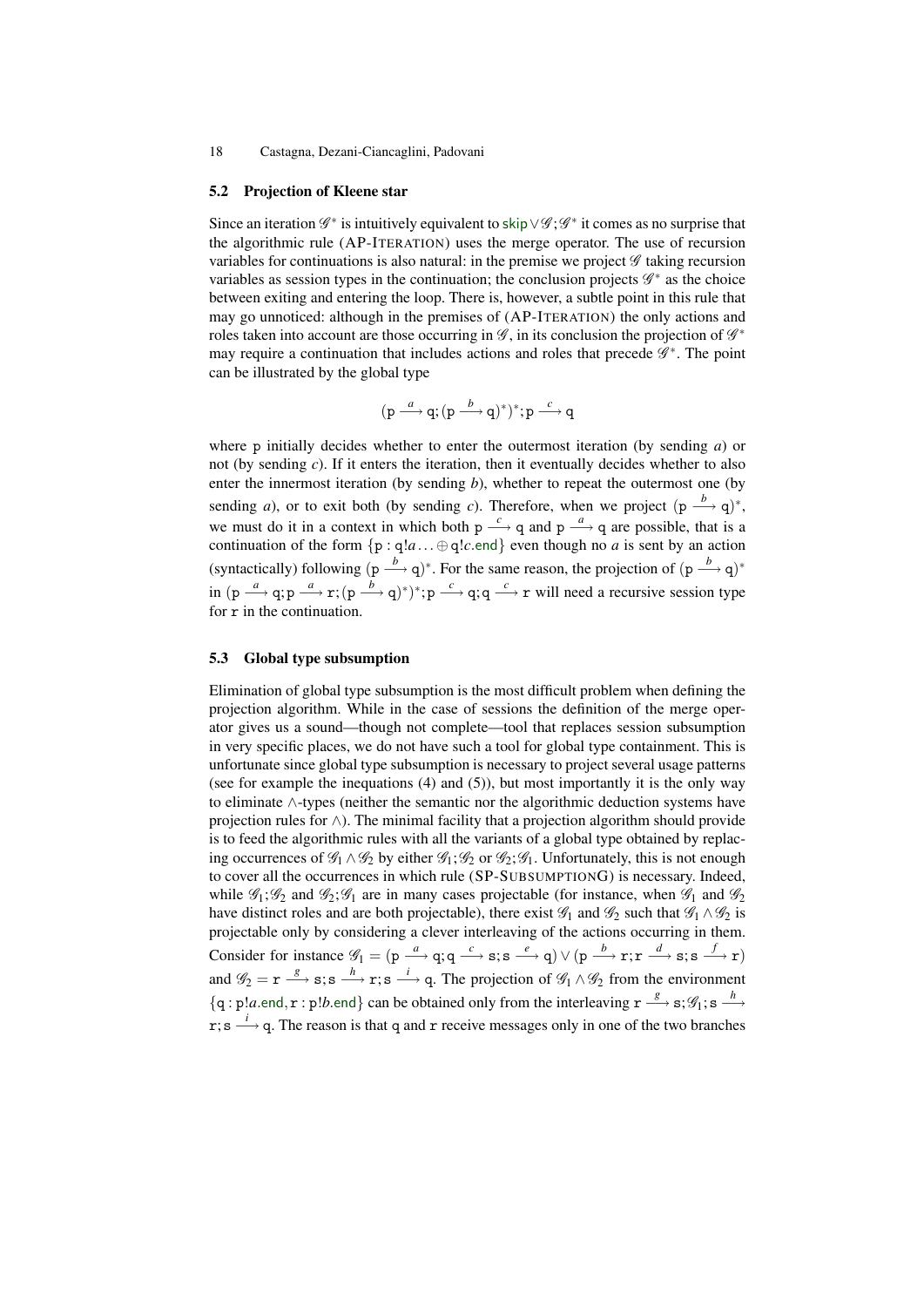### 5.2 Projection of Kleene star

Since an iteration $\mathscr{G}^*$ is intuitively equivalent to $\mathsf{skip} \vee \mathscr{G};\mathscr{G}^*$ it comes as no surprise that the algorithmic rule (AP-ITERATION) uses the merge operator. The use of recursion variables for continuations is also natural: in the premise we project $\mathscr{G}$ taking recursion variables as session types in the continuation; the conclusion projects $\mathscr{G}^*$ as the choice between exiting and entering the loop. There is, however, a subtle point in this rule that may go unnoticed: although in the premises of (AP-ITERATION) the only actions and roles taken into account are those occurring in $\mathscr{G}$, in its conclusion the projection of $\mathscr{G}^*$ may require a continuation that includes actions and roles that precede $\mathscr{G}^*$. The point can be illustrated by the global type

$$(\mathtt{p} \xrightarrow{a} \mathtt{q}; (\mathtt{p} \xrightarrow{b} \mathtt{q})^*)^*; \mathtt{p} \xrightarrow{c} \mathtt{q}$$

where $\mathtt{p}$ initially decides whether to enter the outermost iteration (by sending $a$) or not (by sending $c$). If it enters the iteration, then it eventually decides whether to also enter the innermost iteration (by sending $b$), whether to repeat the outermost one (by sending $a$), or to exit both (by sending $c$). Therefore, when we project $(\mathtt{p} \xrightarrow{b} \mathtt{q})^*$, we must do it in a context in which both $\mathtt{p} \xrightarrow{c} \mathtt{q}$ and $\mathtt{p} \xrightarrow{a} \mathtt{q}$ are possible, that is a continuation of the form $\{\mathtt{p} : \mathtt{q}!a \ldots \oplus \mathtt{q}!c.\mathsf{end}\}$ even though no $a$ is sent by an action (syntactically) following $(\mathtt{p} \xrightarrow{b} \mathtt{q})^*$. For the same reason, the projection of $(\mathtt{p} \xrightarrow{b} \mathtt{q})^*$ in $(\mathtt{p} \xrightarrow{a} \mathtt{q}; \mathtt{p} \xrightarrow{a} \mathtt{r}; (\mathtt{p} \xrightarrow{b} \mathtt{q})^*)^*; \mathtt{p} \xrightarrow{c} \mathtt{q}; \mathtt{q} \xrightarrow{c} \mathtt{r}$ will need a recursive session type for $\mathtt{r}$ in the continuation.

### 5.3 Global type subsumption

Elimination of global type subsumption is the most difficult problem when defining the projection algorithm. While in the case of sessions the definition of the merge operator gives us a sound—though not complete—tool that replaces session subsumption in very specific places, we do not have such a tool for global type containment. This is unfortunate since global type subsumption is necessary to project several usage patterns (see for example the inequations (4) and (5)), but most importantly it is the only way to eliminate $\wedge$-types (neither the semantic nor the algorithmic deduction systems have projection rules for $\wedge$). The minimal facility that a projection algorithm should provide is to feed the algorithmic rules with all the variants of a global type obtained by replacing occurrences of $\mathscr{G}_1 \wedge \mathscr{G}_2$ by either $\mathscr{G}_1;\mathscr{G}_2$ or $\mathscr{G}_2;\mathscr{G}_1$. Unfortunately, this is not enough to cover all the occurrences in which rule (SP-SUBSUMPTIONG) is necessary. Indeed, while $\mathscr{G}_1;\mathscr{G}_2$ and $\mathscr{G}_2;\mathscr{G}_1$ are in many cases projectable (for instance, when $\mathscr{G}_1$ and $\mathscr{G}_2$ have distinct roles and are both projectable), there exist $\mathscr{G}_1$ and $\mathscr{G}_2$ such that $\mathscr{G}_1 \wedge \mathscr{G}_2$ is projectable only by considering a clever interleaving of the actions occurring in them. Consider for instance $\mathscr{G}_1 = (\mathtt{p} \xrightarrow{a} \mathtt{q}; \mathtt{q} \xrightarrow{c} \mathtt{s}; \mathtt{s} \xrightarrow{e} \mathtt{q}) \vee (\mathtt{p} \xrightarrow{b} \mathtt{r}; \mathtt{r} \xrightarrow{d} \mathtt{s}; \mathtt{s} \xrightarrow{f} \mathtt{r})$ and $\mathscr{G}_2 = \mathtt{r} \xrightarrow{g} \mathtt{s}; \mathtt{s} \xrightarrow{h} \mathtt{r}; \mathtt{s} \xrightarrow{i} \mathtt{q}$. The projection of $\mathscr{G}_1 \wedge \mathscr{G}_2$ from the environment $\{\mathtt{q} : \mathtt{p}!a.\mathsf{end}, \mathtt{r} : \mathtt{p}!b.\mathsf{end}\}$ can be obtained only from the interleaving $\mathtt{r} \xrightarrow{g} \mathtt{s}; \mathscr{G}_1; \mathtt{s} \xrightarrow{h} \mathtt{r}; \mathtt{s} \xrightarrow{i} \mathtt{q}$. The reason is that $\mathtt{q}$ and $\mathtt{r}$ receive messages only in one of the two branches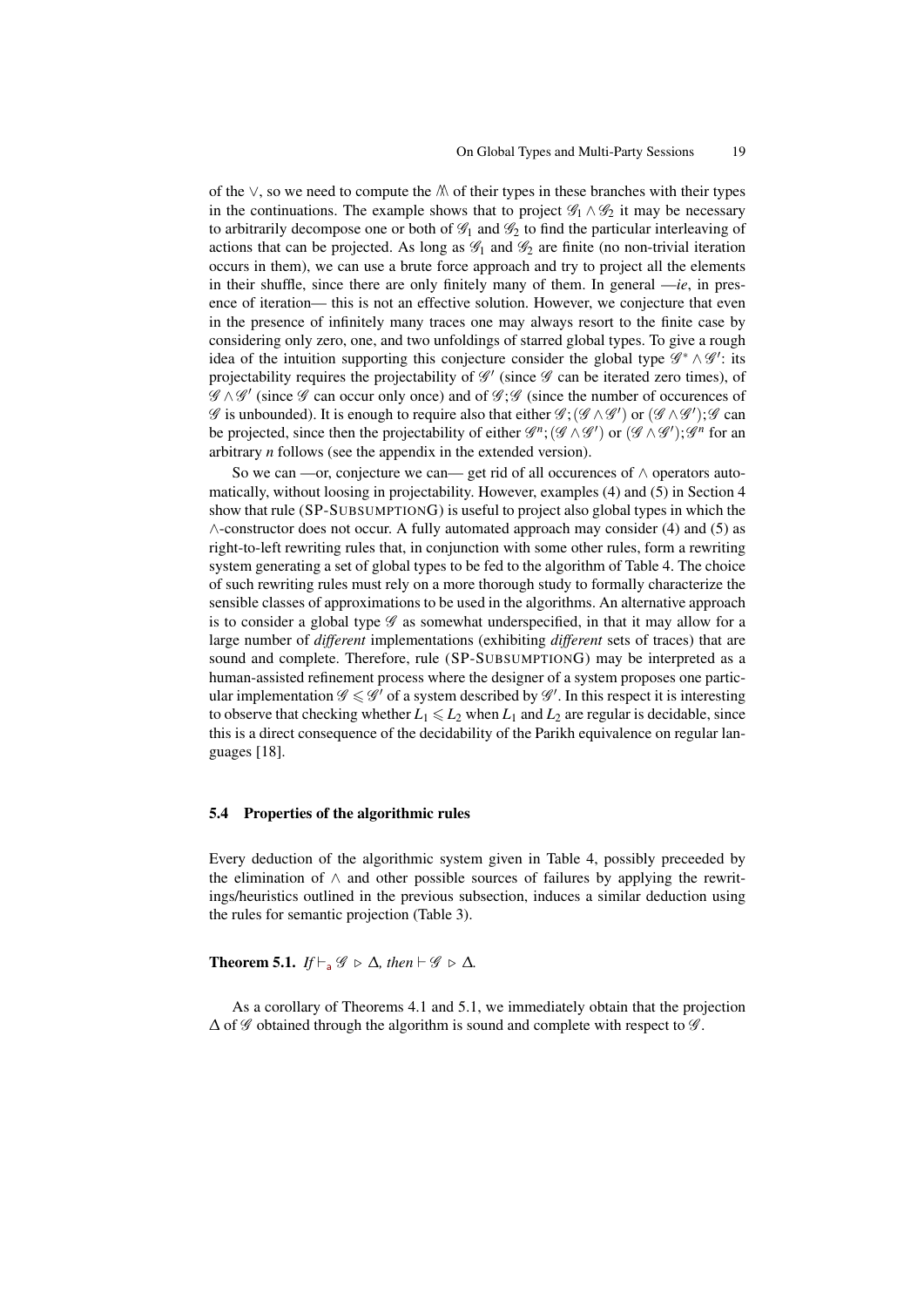of the $\vee$, so we need to compute the $\bigwedge\!\!\!\bigwedge$ of their types in these branches with their types in the continuations. The example shows that to project $\mathscr{G}_1 \wedge \mathscr{G}_2$ it may be necessary to arbitrarily decompose one or both of $\mathscr{G}_1$ and $\mathscr{G}_2$ to find the particular interleaving of actions that can be projected. As long as $\mathscr{G}_1$ and $\mathscr{G}_2$ are finite (no non-trivial iteration occurs in them), we can use a brute force approach and try to project all the elements in their shuffle, since there are only finitely many of them. In general —*ie*, in presence of iteration— this is not an effective solution. However, we conjecture that even in the presence of infinitely many traces one may always resort to the finite case by considering only zero, one, and two unfoldings of starred global types. To give a rough idea of the intuition supporting this conjecture consider the global type $\mathscr{G}^* \wedge \mathscr{G}'$: its projectability requires the projectability of $\mathscr{G}'$ (since $\mathscr{G}$ can be iterated zero times), of $\mathscr{G} \wedge \mathscr{G}'$ (since $\mathscr{G}$ can occur only once) and of $\mathscr{G};\mathscr{G}$ (since the number of occurences of $\mathscr{G}$ is unbounded). It is enough to require also that either $\mathscr{G};(\mathscr{G} \wedge \mathscr{G}')$ or $(\mathscr{G} \wedge \mathscr{G}');\mathscr{G}$ can be projected, since then the projectability of either $\mathscr{G}^n;(\mathscr{G} \wedge \mathscr{G}')$ or $(\mathscr{G} \wedge \mathscr{G}');\mathscr{G}^n$ for an arbitrary $n$ follows (see the appendix in the extended version).

So we can —or, conjecture we can— get rid of all occurences of $\wedge$ operators automatically, without loosing in projectability. However, examples (4) and (5) in Section 4 show that rule (SP-SUBSUMPTIONG) is useful to project also global types in which the $\wedge$-constructor does not occur. A fully automated approach may consider (4) and (5) as right-to-left rewriting rules that, in conjunction with some other rules, form a rewriting system generating a set of global types to be fed to the algorithm of Table 4. The choice of such rewriting rules must rely on a more thorough study to formally characterize the sensible classes of approximations to be used in the algorithms. An alternative approach is to consider a global type $\mathscr{G}$ as somewhat underspecified, in that it may allow for a large number of *different* implementations (exhibiting *different* sets of traces) that are sound and complete. Therefore, rule (SP-SUBSUMPTIONG) may be interpreted as a human-assisted refinement process where the designer of a system proposes one particular implementation $\mathscr{G} \leqslant \mathscr{G}'$ of a system described by $\mathscr{G}'$. In this respect it is interesting to observe that checking whether $L_1 \leqslant L_2$ when $L_1$ and $L_2$ are regular is decidable, since this is a direct consequence of the decidability of the Parikh equivalence on regular languages [18].

### 5.4 Properties of the algorithmic rules

Every deduction of the algorithmic system given in Table 4, possibly preceeded by the elimination of $\wedge$ and other possible sources of failures by applying the rewritings/heuristics outlined in the previous subsection, induces a similar deduction using the rules for semantic projection (Table 3).

**Theorem 5.1.** *If* $\vdash_{\mathsf{a}} \mathscr{G} \rhd \Delta$*, then* $\vdash \mathscr{G} \rhd \Delta$*.*

As a corollary of Theorems 4.1 and 5.1, we immediately obtain that the projection $\Delta$ of $\mathscr{G}$ obtained through the algorithm is sound and complete with respect to $\mathscr{G}$.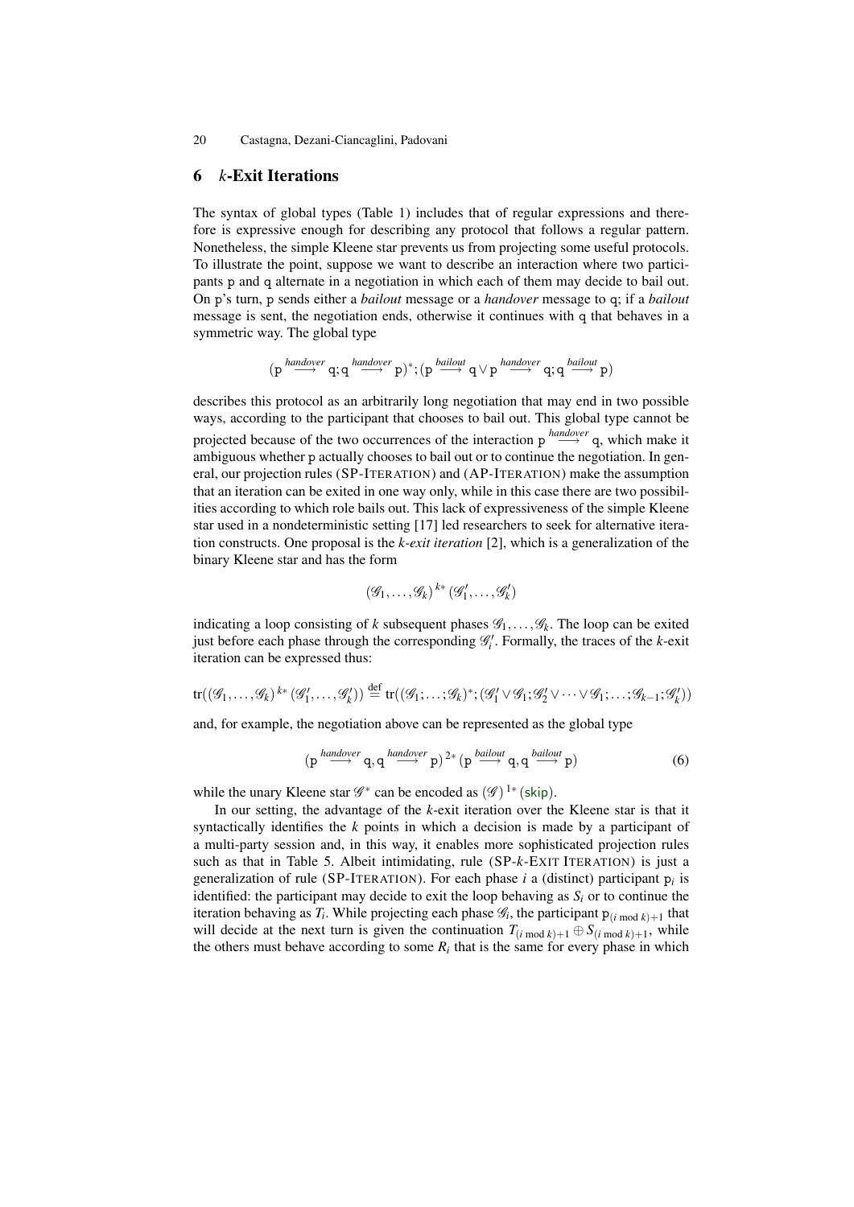## 6 $k$-Exit Iterations

The syntax of global types (Table 1) includes that of regular expressions and therefore is expressive enough for describing any protocol that follows a regular pattern. Nonetheless, the simple Kleene star prevents us from projecting some useful protocols. To illustrate the point, suppose we want to describe an interaction where two participants p and q alternate in a negotiation in which each of them may decide to bail out. On p's turn, p sends either a *bailout* message or a *handover* message to q; if a *bailout* message is sent, the negotiation ends, otherwise it continues with q that behaves in a symmetric way. The global type

$$(\mathtt{p} \xrightarrow{handover} \mathtt{q}; \mathtt{q} \xrightarrow{handover} \mathtt{p})^*; (\mathtt{p} \xrightarrow{bailout} \mathtt{q} \vee \mathtt{p} \xrightarrow{handover} \mathtt{q}; \mathtt{q} \xrightarrow{bailout} \mathtt{p})$$

describes this protocol as an arbitrarily long negotiation that may end in two possible ways, according to the participant that chooses to bail out. This global type cannot be projected because of the two occurrences of the interaction $\mathtt{p} \xrightarrow{handover} \mathtt{q}$, which make it ambiguous whether p actually chooses to bail out or to continue the negotiation. In general, our projection rules (SP-ITERATION) and (AP-ITERATION) make the assumption that an iteration can be exited in one way only, while in this case there are two possibilities according to which role bails out. This lack of expressiveness of the simple Kleene star used in a nondeterministic setting [17] led researchers to seek for alternative iteration constructs. One proposal is the *k-exit iteration* [2], which is a generalization of the binary Kleene star and has the form

$$(\mathscr{G}_1, \ldots, \mathscr{G}_k)^{k*}(\mathscr{G}'_1, \ldots, \mathscr{G}'_k)$$

indicating a loop consisting of $k$ subsequent phases $\mathscr{G}_1, \ldots, \mathscr{G}_k$. The loop can be exited just before each phase through the corresponding $\mathscr{G}'_i$. Formally, the traces of the $k$-exit iteration can be expressed thus:

$$\operatorname{tr}((\mathscr{G}_1, \ldots, \mathscr{G}_k)^{k*}(\mathscr{G}'_1, \ldots, \mathscr{G}'_k)) \stackrel{\text{def}}{=} \operatorname{tr}((\mathscr{G}_1; \ldots; \mathscr{G}_k)^*; (\mathscr{G}'_1 \vee \mathscr{G}_1; \mathscr{G}'_2 \vee \cdots \vee \mathscr{G}_1; \ldots; \mathscr{G}_{k-1}; \mathscr{G}'_k))$$

and, for example, the negotiation above can be represented as the global type

$$(\mathtt{p} \xrightarrow{handover} \mathtt{q}, \mathtt{q} \xrightarrow{handover} \mathtt{p})^{2*}(\mathtt{p} \xrightarrow{bailout} \mathtt{q}, \mathtt{q} \xrightarrow{bailout} \mathtt{p}) \tag{6}$$

while the unary Kleene star $\mathscr{G}^*$ can be encoded as $(\mathscr{G})^{1*}(\mathsf{skip})$.

In our setting, the advantage of the $k$-exit iteration over the Kleene star is that it syntactically identifies the $k$ points in which a decision is made by a participant of a multi-party session and, in this way, it enables more sophisticated projection rules such as that in Table 5. Albeit intimidating, rule (SP-$k$-EXIT ITERATION) is just a generalization of rule (SP-ITERATION). For each phase $i$ a (distinct) participant $\mathtt{p}_i$ is identified: the participant may decide to exit the loop behaving as $S_i$ or to continue the iteration behaving as $T_i$. While projecting each phase $\mathscr{G}_i$, the participant $\mathtt{p}_{(i \bmod k)+1}$ that will decide at the next turn is given the continuation $T_{(i \bmod k)+1} \oplus S_{(i \bmod k)+1}$, while the others must behave according to some $R_i$ that is the same for every phase in which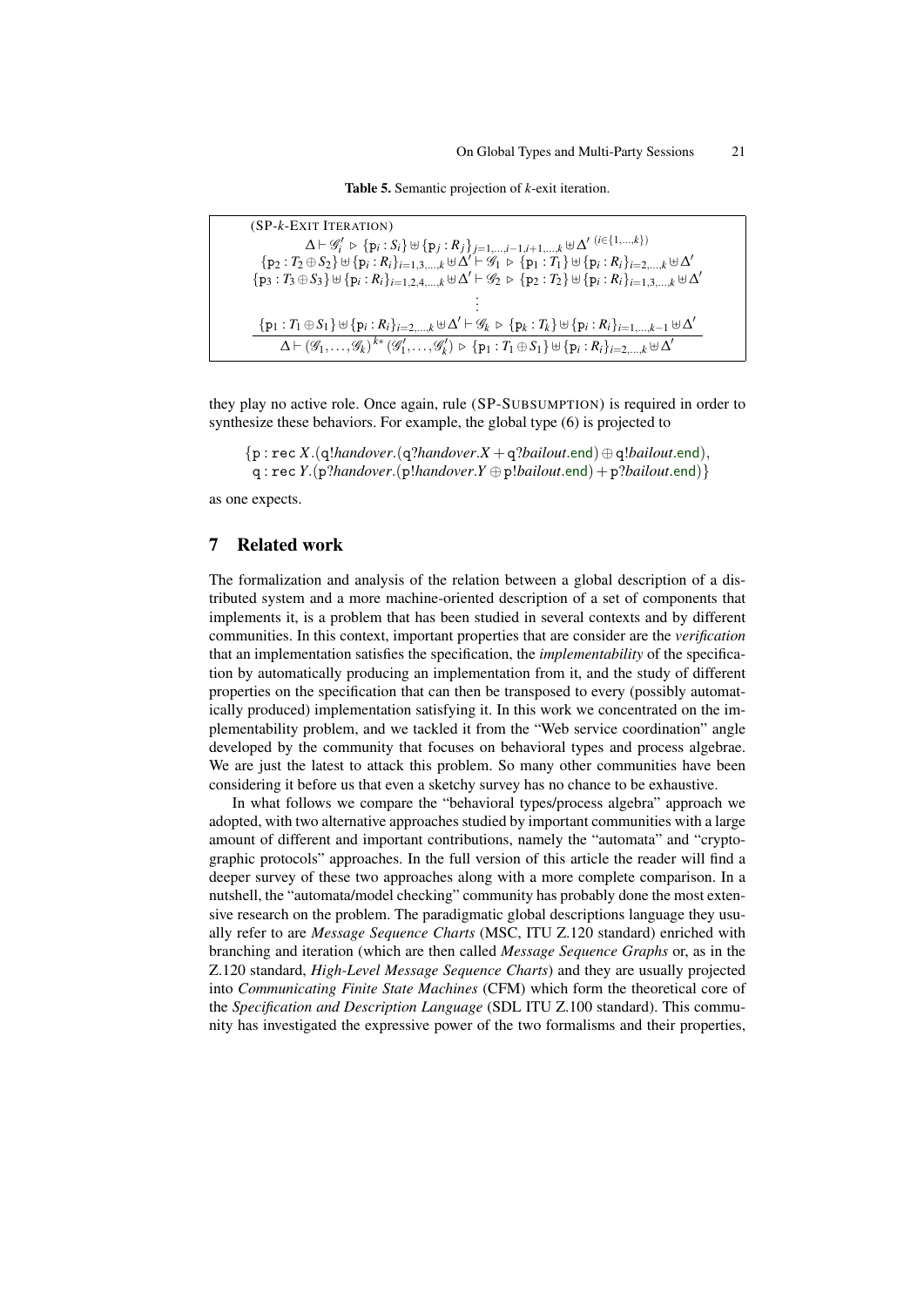**Table 5.** Semantic projection of *k*-exit iteration.

(SP-*k*-EXIT ITERATION)

$$\frac{\begin{array}{c}\Delta \vdash \mathscr{G}'_i \triangleright \{\mathtt{p}_i : S_i\} \uplus \{\mathtt{p}_j : R_j\}_{j=1,\dots,i-1,i+1,\dots,k} \uplus \Delta' \;{}^{(i\in\{1,\dots,k\})} \\ \{\mathtt{p}_2 : T_2 \oplus S_2\} \uplus \{\mathtt{p}_i : R_i\}_{i=1,3,\dots,k} \uplus \Delta' \vdash \mathscr{G}_1 \triangleright \{\mathtt{p}_1 : T_1\} \uplus \{\mathtt{p}_i : R_i\}_{i=2,\dots,k} \uplus \Delta' \\ \{\mathtt{p}_3 : T_3 \oplus S_3\} \uplus \{\mathtt{p}_i : R_i\}_{i=1,2,4,\dots,k} \uplus \Delta' \vdash \mathscr{G}_2 \triangleright \{\mathtt{p}_2 : T_2\} \uplus \{\mathtt{p}_i : R_i\}_{i=1,3,\dots,k} \uplus \Delta' \\ \vdots \\ \{\mathtt{p}_1 : T_1 \oplus S_1\} \uplus \{\mathtt{p}_i : R_i\}_{i=2,\dots,k} \uplus \Delta' \vdash \mathscr{G}_k \triangleright \{\mathtt{p}_k : T_k\} \uplus \{\mathtt{p}_i : R_i\}_{i=1,\dots,k-1} \uplus \Delta'\end{array}}{\Delta \vdash (\mathscr{G}_1,\dots,\mathscr{G}_k)^{k*}(\mathscr{G}'_1,\dots,\mathscr{G}'_k) \triangleright \{\mathtt{p}_1 : T_1 \oplus S_1\} \uplus \{\mathtt{p}_i : R_i\}_{i=2,\dots,k} \uplus \Delta'}$$

they play no active role. Once again, rule (SP-SUBSUMPTION) is required in order to synthesize these behaviors. For example, the global type (6) is projected to

$$\begin{array}{l}\{\mathtt{p} : \mathtt{rec}\, X.(\mathtt{q}!\mathit{handover}.(\mathtt{q}?\mathit{handover}.X + \mathtt{q}?\mathit{bailout}.\mathsf{end}) \oplus \mathtt{q}!\mathit{bailout}.\mathsf{end}), \\ \;\mathtt{q} : \mathtt{rec}\, Y.(\mathtt{p}?\mathit{handover}.(\mathtt{p}!\mathit{handover}.Y \oplus \mathtt{p}!\mathit{bailout}.\mathsf{end}) + \mathtt{p}?\mathit{bailout}.\mathsf{end})\}\end{array}$$

as one expects.

## 7 Related work

The formalization and analysis of the relation between a global description of a distributed system and a more machine-oriented description of a set of components that implements it, is a problem that has been studied in several contexts and by different communities. In this context, important properties that are consider are the *verification* that an implementation satisfies the specification, the *implementability* of the specification by automatically producing an implementation from it, and the study of different properties on the specification that can then be transposed to every (possibly automatically produced) implementation satisfying it. In this work we concentrated on the implementability problem, and we tackled it from the "Web service coordination" angle developed by the community that focuses on behavioral types and process algebrae. We are just the latest to attack this problem. So many other communities have been considering it before us that even a sketchy survey has no chance to be exhaustive.

In what follows we compare the "behavioral types/process algebra" approach we adopted, with two alternative approaches studied by important communities with a large amount of different and important contributions, namely the "automata" and "cryptographic protocols" approaches. In the full version of this article the reader will find a deeper survey of these two approaches along with a more complete comparison. In a nutshell, the "automata/model checking" community has probably done the most extensive research on the problem. The paradigmatic global descriptions language they usually refer to are *Message Sequence Charts* (MSC, ITU Z.120 standard) enriched with branching and iteration (which are then called *Message Sequence Graphs* or, as in the Z.120 standard, *High-Level Message Sequence Charts*) and they are usually projected into *Communicating Finite State Machines* (CFM) which form the theoretical core of the *Specification and Description Language* (SDL ITU Z.100 standard). This community has investigated the expressive power of the two formalisms and their properties,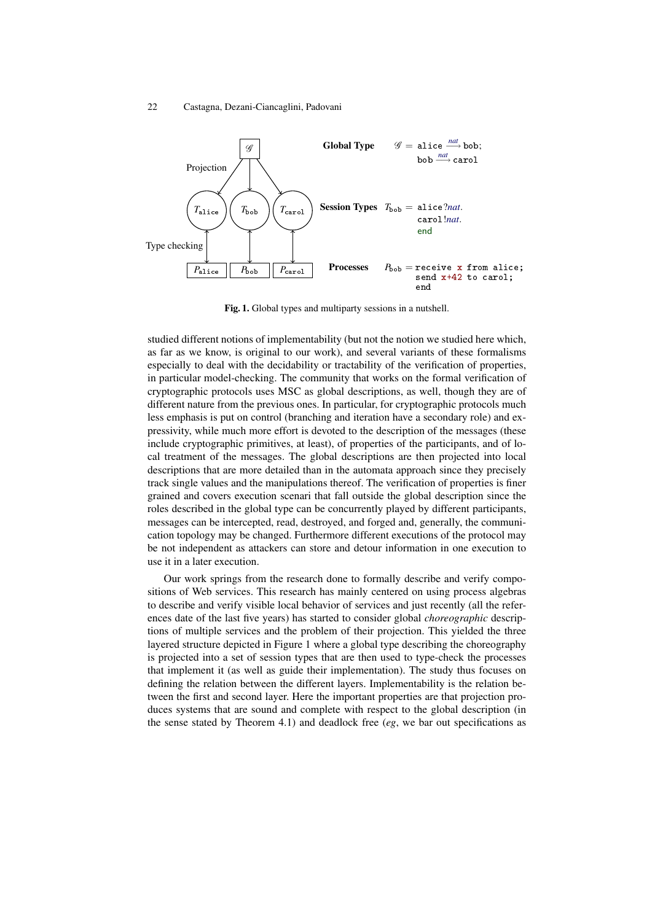Global Type $\mathscr{G} = \texttt{alice} \xrightarrow{nat} \texttt{bob};$
$\texttt{bob} \xrightarrow{nat} \texttt{carol}$

Session Types $T_{\texttt{bob}} = \texttt{alice}?nat.$
$\texttt{carol}!nat.$
$\texttt{end}$

Processes $P_{\texttt{bob}} =$
```
receive x from alice;
send x+42 to carol;
end
```

Projection / Type checking: $\mathscr{G}$ → $T_{\texttt{alice}}$, $T_{\texttt{bob}}$, $T_{\texttt{carol}}$ ↔ $P_{\texttt{alice}}$, $P_{\texttt{bob}}$, $P_{\texttt{carol}}$

**Fig. 1.** Global types and multiparty sessions in a nutshell.

studied different notions of implementability (but not the notion we studied here which, as far as we know, is original to our work), and several variants of these formalisms especially to deal with the decidability or tractability of the verification of properties, in particular model-checking. The community that works on the formal verification of cryptographic protocols uses MSC as global descriptions, as well, though they are of different nature from the previous ones. In particular, for cryptographic protocols much less emphasis is put on control (branching and iteration have a secondary role) and expressivity, while much more effort is devoted to the description of the messages (these include cryptographic primitives, at least), of properties of the participants, and of local treatment of the messages. The global descriptions are then projected into local descriptions that are more detailed than in the automata approach since they precisely track single values and the manipulations thereof. The verification of properties is finer grained and covers execution scenari that fall outside the global description since the roles described in the global type can be concurrently played by different participants, messages can be intercepted, read, destroyed, and forged and, generally, the communication topology may be changed. Furthermore different executions of the protocol may be not independent as attackers can store and detour information in one execution to use it in a later execution.

Our work springs from the research done to formally describe and verify compositions of Web services. This research has mainly centered on using process algebras to describe and verify visible local behavior of services and just recently (all the references date of the last five years) has started to consider global *choreographic* descriptions of multiple services and the problem of their projection. This yielded the three layered structure depicted in Figure 1 where a global type describing the choreography is projected into a set of session types that are then used to type-check the processes that implement it (as well as guide their implementation). The study thus focuses on defining the relation between the different layers. Implementability is the relation between the first and second layer. Here the important properties are that projection produces systems that are sound and complete with respect to the global description (in the sense stated by Theorem 4.1) and deadlock free (*eg*, we bar out specifications as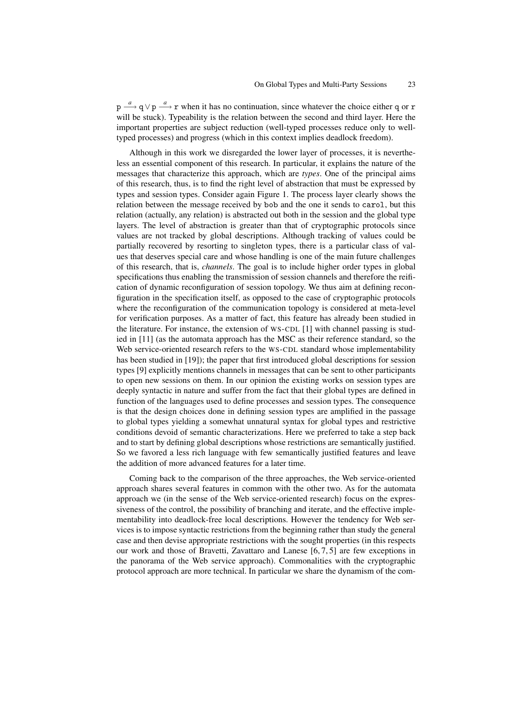$\mathtt{p} \xrightarrow{a} \mathtt{q} \vee \mathtt{p} \xrightarrow{a} \mathtt{r}$ when it has no continuation, since whatever the choice either q or r will be stuck). Typeability is the relation between the second and third layer. Here the important properties are subject reduction (well-typed processes reduce only to well-typed processes) and progress (which in this context implies deadlock freedom).

Although in this work we disregarded the lower layer of processes, it is nevertheless an essential component of this research. In particular, it explains the nature of the messages that characterize this approach, which are *types*. One of the principal aims of this research, thus, is to find the right level of abstraction that must be expressed by types and session types. Consider again Figure 1. The process layer clearly shows the relation between the message received by bob and the one it sends to carol, but this relation (actually, any relation) is abstracted out both in the session and the global type layers. The level of abstraction is greater than that of cryptographic protocols since values are not tracked by global descriptions. Although tracking of values could be partially recovered by resorting to singleton types, there is a particular class of values that deserves special care and whose handling is one of the main future challenges of this research, that is, *channels*. The goal is to include higher order types in global specifications thus enabling the transmission of session channels and therefore the reification of dynamic reconfiguration of session topology. We thus aim at defining reconfiguration in the specification itself, as opposed to the case of cryptographic protocols where the reconfiguration of the communication topology is considered at meta-level for verification purposes. As a matter of fact, this feature has already been studied in the literature. For instance, the extension of WS-CDL [1] with channel passing is studied in [11] (as the automata approach has the MSC as their reference standard, so the Web service-oriented research refers to the WS-CDL standard whose implementability has been studied in [19]); the paper that first introduced global descriptions for session types [9] explicitly mentions channels in messages that can be sent to other participants to open new sessions on them. In our opinion the existing works on session types are deeply syntactic in nature and suffer from the fact that their global types are defined in function of the languages used to define processes and session types. The consequence is that the design choices done in defining session types are amplified in the passage to global types yielding a somewhat unnatural syntax for global types and restrictive conditions devoid of semantic characterizations. Here we preferred to take a step back and to start by defining global descriptions whose restrictions are semantically justified. So we favored a less rich language with few semantically justified features and leave the addition of more advanced features for a later time.

Coming back to the comparison of the three approaches, the Web service-oriented approach shares several features in common with the other two. As for the automata approach we (in the sense of the Web service-oriented research) focus on the expressiveness of the control, the possibility of branching and iterate, and the effective implementability into deadlock-free local descriptions. However the tendency for Web services is to impose syntactic restrictions from the beginning rather than study the general case and then devise appropriate restrictions with the sought properties (in this respects our work and those of Bravetti, Zavattaro and Lanese [6, 7, 5] are few exceptions in the panorama of the Web service approach). Commonalities with the cryptographic protocol approach are more technical. In particular we share the dynamism of the com-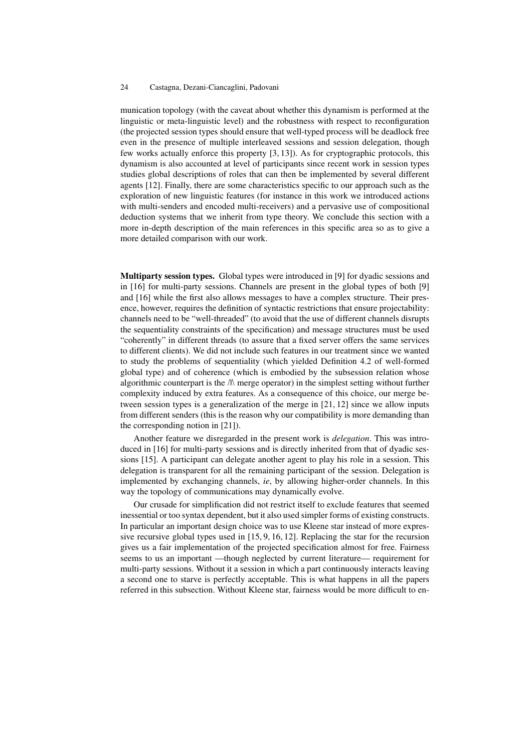munication topology (with the caveat about whether this dynamism is performed at the linguistic or meta-linguistic level) and the robustness with respect to reconfiguration (the projected session types should ensure that well-typed process will be deadlock free even in the presence of multiple interleaved sessions and session delegation, though few works actually enforce this property [3, 13]). As for cryptographic protocols, this dynamism is also accounted at level of participants since recent work in session types studies global descriptions of roles that can then be implemented by several different agents [12]. Finally, there are some characteristics specific to our approach such as the exploration of new linguistic features (for instance in this work we introduced actions with multi-senders and encoded multi-receivers) and a pervasive use of compositional deduction systems that we inherit from type theory. We conclude this section with a more in-depth description of the main references in this specific area so as to give a more detailed comparison with our work.

**Multiparty session types.** Global types were introduced in [9] for dyadic sessions and in [16] for multi-party sessions. Channels are present in the global types of both [9] and [16] while the first also allows messages to have a complex structure. Their presence, however, requires the definition of syntactic restrictions that ensure projectability: channels need to be "well-threaded" (to avoid that the use of different channels disrupts the sequentiality constraints of the specification) and message structures must be used "coherently" in different threads (to assure that a fixed server offers the same services to different clients). We did not include such features in our treatment since we wanted to study the problems of sequentiality (which yielded Definition 4.2 of well-formed global type) and of coherence (which is embodied by the subsession relation whose algorithmic counterpart is the $\curlywedge\!\!\curlywedge$ merge operator) in the simplest setting without further complexity induced by extra features. As a consequence of this choice, our merge between session types is a generalization of the merge in [21, 12] since we allow inputs from different senders (this is the reason why our compatibility is more demanding than the corresponding notion in [21]).

Another feature we disregarded in the present work is *delegation*. This was introduced in [16] for multi-party sessions and is directly inherited from that of dyadic sessions [15]. A participant can delegate another agent to play his role in a session. This delegation is transparent for all the remaining participant of the session. Delegation is implemented by exchanging channels, *ie*, by allowing higher-order channels. In this way the topology of communications may dynamically evolve.

Our crusade for simplification did not restrict itself to exclude features that seemed inessential or too syntax dependent, but it also used simpler forms of existing constructs. In particular an important design choice was to use Kleene star instead of more expressive recursive global types used in [15, 9, 16, 12]. Replacing the star for the recursion gives us a fair implementation of the projected specification almost for free. Fairness seems to us an important —though neglected by current literature— requirement for multi-party sessions. Without it a session in which a part continuously interacts leaving a second one to starve is perfectly acceptable. This is what happens in all the papers referred in this subsection. Without Kleene star, fairness would be more difficult to en-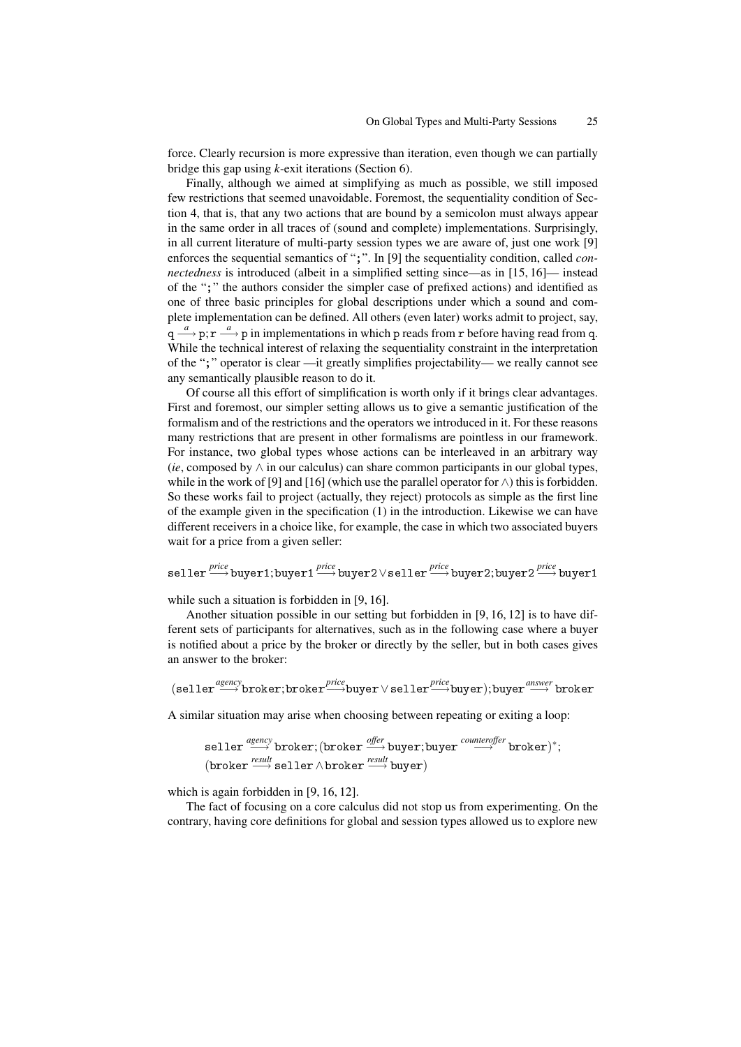force. Clearly recursion is more expressive than iteration, even though we can partially bridge this gap using *k*-exit iterations (Section 6).

Finally, although we aimed at simplifying as much as possible, we still imposed few restrictions that seemed unavoidable. Foremost, the sequentiality condition of Section 4, that is, that any two actions that are bound by a semicolon must always appear in the same order in all traces of (sound and complete) implementations. Surprisingly, in all current literature of multi-party session types we are aware of, just one work [9] enforces the sequential semantics of "`;`". In [9] the sequentiality condition, called *connectedness* is introduced (albeit in a simplified setting since—as in [15, 16]— instead of the "`;`" the authors consider the simpler case of prefixed actions) and identified as one of three basic principles for global descriptions under which a sound and complete implementation can be defined. All others (even later) works admit to project, say, $\mathtt{q} \xrightarrow{a} \mathtt{p}; \mathtt{r} \xrightarrow{a} \mathtt{p}$ in implementations in which p reads from r before having read from q. While the technical interest of relaxing the sequentiality constraint in the interpretation of the "`;`" operator is clear —it greatly simplifies projectability— we really cannot see any semantically plausible reason to do it.

Of course all this effort of simplification is worth only if it brings clear advantages. First and foremost, our simpler setting allows us to give a semantic justification of the formalism and of the restrictions and the operators we introduced in it. For these reasons many restrictions that are present in other formalisms are pointless in our framework. For instance, two global types whose actions can be interleaved in an arbitrary way (*ie*, composed by $\wedge$ in our calculus) can share common participants in our global types, while in the work of [9] and [16] (which use the parallel operator for $\wedge$) this is forbidden. So these works fail to project (actually, they reject) protocols as simple as the first line of the example given in the specification (1) in the introduction. Likewise we can have different receivers in a choice like, for example, the case in which two associated buyers wait for a price from a given seller:

$$\mathtt{seller} \xrightarrow{price} \mathtt{buyer1}; \mathtt{buyer1} \xrightarrow{price} \mathtt{buyer2} \vee \mathtt{seller} \xrightarrow{price} \mathtt{buyer2}; \mathtt{buyer2} \xrightarrow{price} \mathtt{buyer1}$$

while such a situation is forbidden in [9, 16].

Another situation possible in our setting but forbidden in [9, 16, 12] is to have different sets of participants for alternatives, such as in the following case where a buyer is notified about a price by the broker or directly by the seller, but in both cases gives an answer to the broker:

$$(\mathtt{seller} \xrightarrow{agency} \mathtt{broker}; \mathtt{broker} \xrightarrow{price} \mathtt{buyer} \vee \mathtt{seller} \xrightarrow{price} \mathtt{buyer}); \mathtt{buyer} \xrightarrow{answer} \mathtt{broker}$$

A similar situation may arise when choosing between repeating or exiting a loop:

$$\begin{array}{l}\mathtt{seller} \xrightarrow{agency} \mathtt{broker}; (\mathtt{broker} \xrightarrow{offer} \mathtt{buyer}; \mathtt{buyer} \xrightarrow{counteroffer} \mathtt{broker})^*; \\ (\mathtt{broker} \xrightarrow{result} \mathtt{seller} \wedge \mathtt{broker} \xrightarrow{result} \mathtt{buyer})\end{array}$$

which is again forbidden in [9, 16, 12].

The fact of focusing on a core calculus did not stop us from experimenting. On the contrary, having core definitions for global and session types allowed us to explore new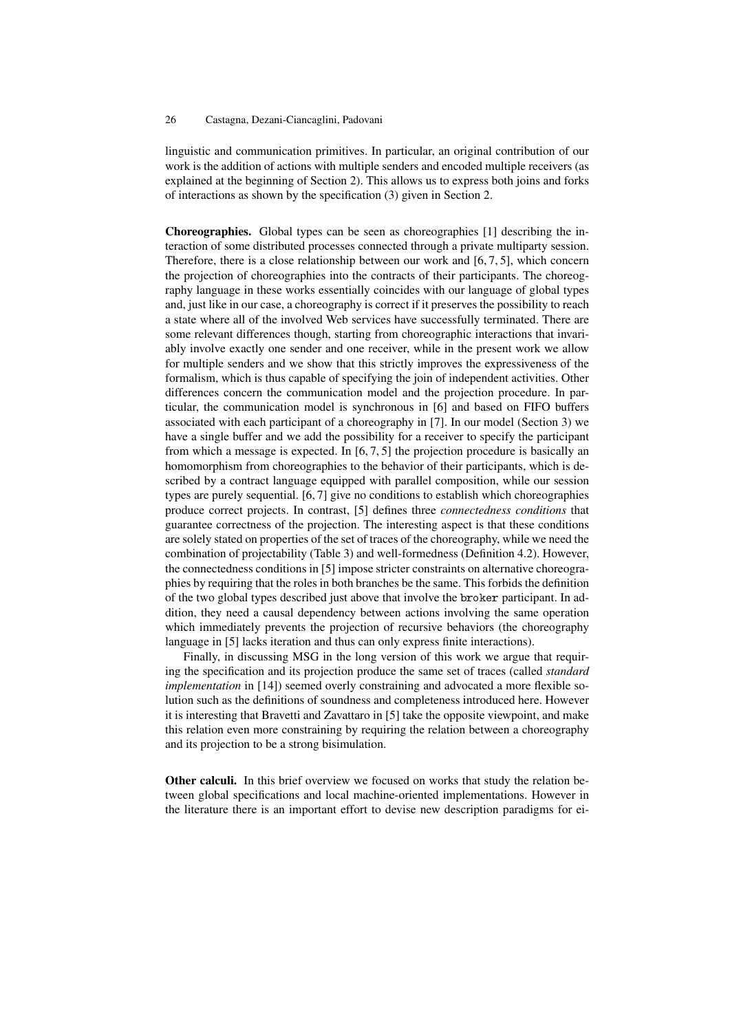linguistic and communication primitives. In particular, an original contribution of our work is the addition of actions with multiple senders and encoded multiple receivers (as explained at the beginning of Section 2). This allows us to express both joins and forks of interactions as shown by the specification (3) given in Section 2.

**Choreographies.** Global types can be seen as choreographies [1] describing the interaction of some distributed processes connected through a private multiparty session. Therefore, there is a close relationship between our work and [6, 7, 5], which concern the projection of choreographies into the contracts of their participants. The choreography language in these works essentially coincides with our language of global types and, just like in our case, a choreography is correct if it preserves the possibility to reach a state where all of the involved Web services have successfully terminated. There are some relevant differences though, starting from choreographic interactions that invariably involve exactly one sender and one receiver, while in the present work we allow for multiple senders and we show that this strictly improves the expressiveness of the formalism, which is thus capable of specifying the join of independent activities. Other differences concern the communication model and the projection procedure. In particular, the communication model is synchronous in [6] and based on FIFO buffers associated with each participant of a choreography in [7]. In our model (Section 3) we have a single buffer and we add the possibility for a receiver to specify the participant from which a message is expected. In [6, 7, 5] the projection procedure is basically an homomorphism from choreographies to the behavior of their participants, which is described by a contract language equipped with parallel composition, while our session types are purely sequential. [6, 7] give no conditions to establish which choreographies produce correct projects. In contrast, [5] defines three *connectedness conditions* that guarantee correctness of the projection. The interesting aspect is that these conditions are solely stated on properties of the set of traces of the choreography, while we need the combination of projectability (Table 3) and well-formedness (Definition 4.2). However, the connectedness conditions in [5] impose stricter constraints on alternative choreographies by requiring that the roles in both branches be the same. This forbids the definition of the two global types described just above that involve the `broker` participant. In addition, they need a causal dependency between actions involving the same operation which immediately prevents the projection of recursive behaviors (the choreography language in [5] lacks iteration and thus can only express finite interactions).

Finally, in discussing MSG in the long version of this work we argue that requiring the specification and its projection produce the same set of traces (called *standard implementation* in [14]) seemed overly constraining and advocated a more flexible solution such as the definitions of soundness and completeness introduced here. However it is interesting that Bravetti and Zavattaro in [5] take the opposite viewpoint, and make this relation even more constraining by requiring the relation between a choreography and its projection to be a strong bisimulation.

**Other calculi.** In this brief overview we focused on works that study the relation between global specifications and local machine-oriented implementations. However in the literature there is an important effort to devise new description paradigms for ei-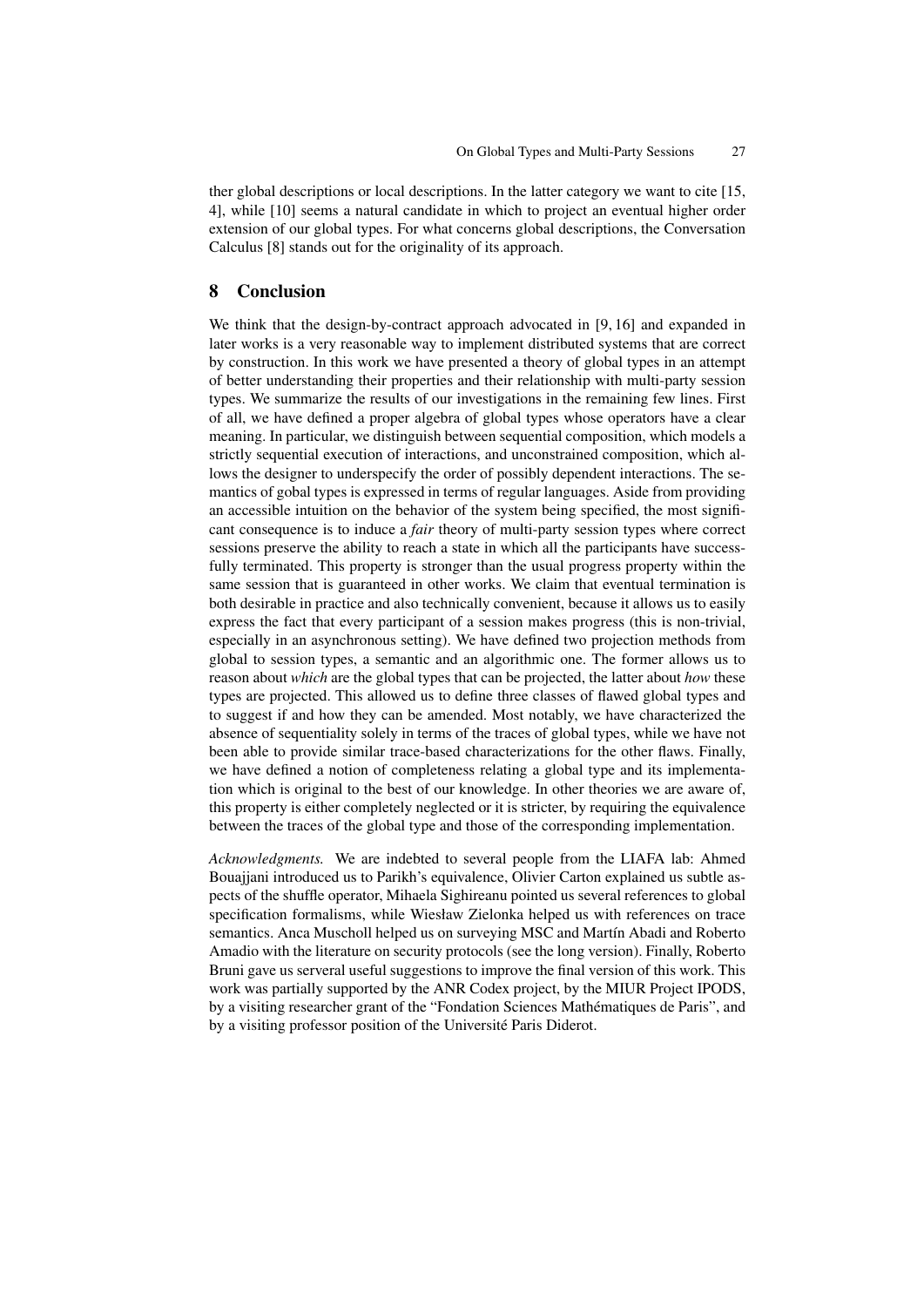ther global descriptions or local descriptions. In the latter category we want to cite [15, 4], while [10] seems a natural candidate in which to project an eventual higher order extension of our global types. For what concerns global descriptions, the Conversation Calculus [8] stands out for the originality of its approach.

## 8 Conclusion

We think that the design-by-contract approach advocated in [9, 16] and expanded in later works is a very reasonable way to implement distributed systems that are correct by construction. In this work we have presented a theory of global types in an attempt of better understanding their properties and their relationship with multi-party session types. We summarize the results of our investigations in the remaining few lines. First of all, we have defined a proper algebra of global types whose operators have a clear meaning. In particular, we distinguish between sequential composition, which models a strictly sequential execution of interactions, and unconstrained composition, which allows the designer to underspecify the order of possibly dependent interactions. The semantics of gobal types is expressed in terms of regular languages. Aside from providing an accessible intuition on the behavior of the system being specified, the most significant consequence is to induce a *fair* theory of multi-party session types where correct sessions preserve the ability to reach a state in which all the participants have successfully terminated. This property is stronger than the usual progress property within the same session that is guaranteed in other works. We claim that eventual termination is both desirable in practice and also technically convenient, because it allows us to easily express the fact that every participant of a session makes progress (this is non-trivial, especially in an asynchronous setting). We have defined two projection methods from global to session types, a semantic and an algorithmic one. The former allows us to reason about *which* are the global types that can be projected, the latter about *how* these types are projected. This allowed us to define three classes of flawed global types and to suggest if and how they can be amended. Most notably, we have characterized the absence of sequentiality solely in terms of the traces of global types, while we have not been able to provide similar trace-based characterizations for the other flaws. Finally, we have defined a notion of completeness relating a global type and its implementation which is original to the best of our knowledge. In other theories we are aware of, this property is either completely neglected or it is stricter, by requiring the equivalence between the traces of the global type and those of the corresponding implementation.

*Acknowledgments.* We are indebted to several people from the LIAFA lab: Ahmed Bouajjani introduced us to Parikh's equivalence, Olivier Carton explained us subtle aspects of the shuffle operator, Mihaela Sighireanu pointed us several references to global specification formalisms, while Wiesław Zielonka helped us with references on trace semantics. Anca Muscholl helped us on surveying MSC and Martín Abadi and Roberto Amadio with the literature on security protocols (see the long version). Finally, Roberto Bruni gave us serveral useful suggestions to improve the final version of this work. This work was partially supported by the ANR Codex project, by the MIUR Project IPODS, by a visiting researcher grant of the "Fondation Sciences Mathématiques de Paris", and by a visiting professor position of the Université Paris Diderot.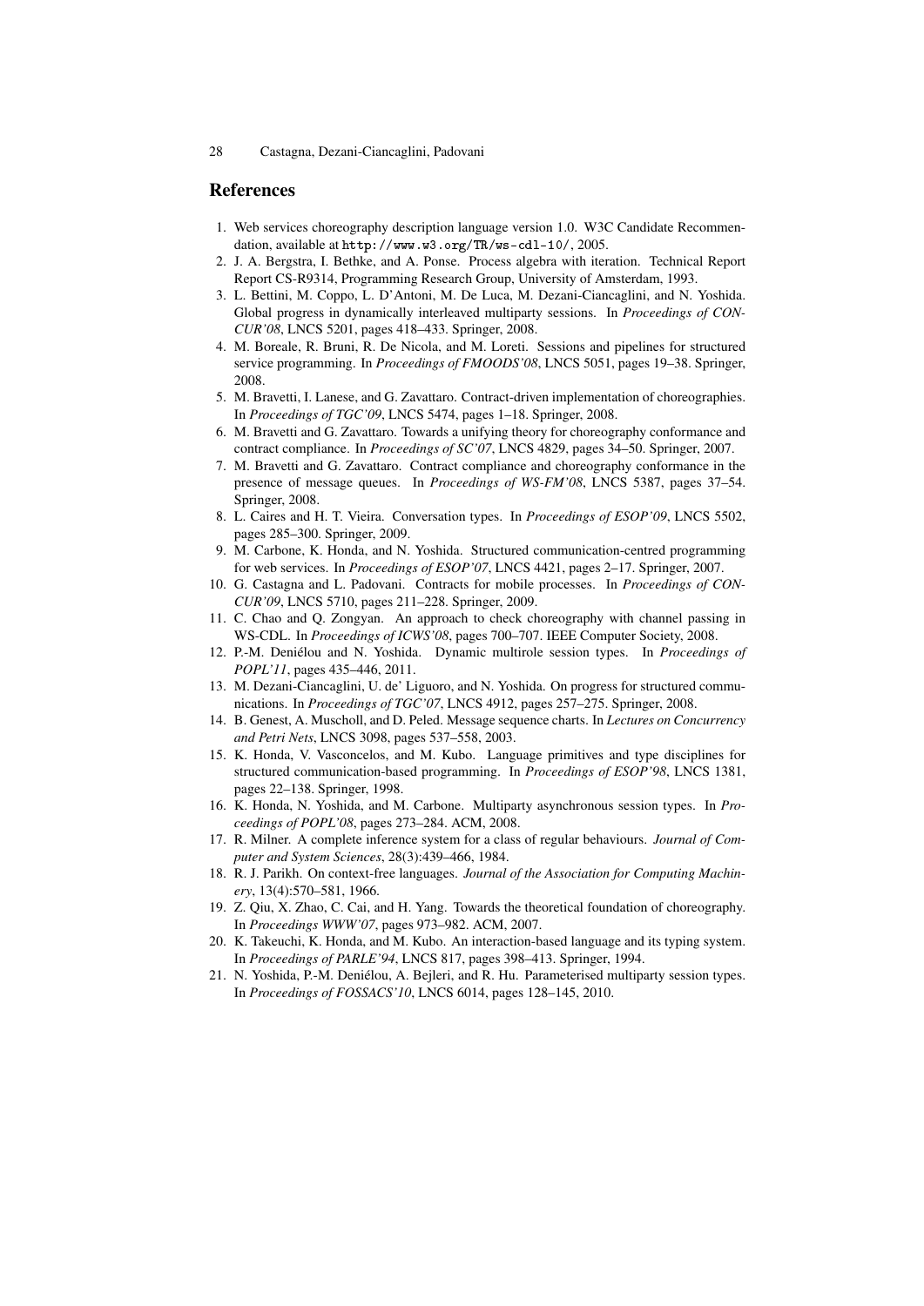## References

1. Web services choreography description language version 1.0. W3C Candidate Recommendation, available at `http://www.w3.org/TR/ws-cdl-10/`, 2005.
2. J. A. Bergstra, I. Bethke, and A. Ponse. Process algebra with iteration. Technical Report Report CS-R9314, Programming Research Group, University of Amsterdam, 1993.
3. L. Bettini, M. Coppo, L. D'Antoni, M. De Luca, M. Dezani-Ciancaglini, and N. Yoshida. Global progress in dynamically interleaved multiparty sessions. In *Proceedings of CONCUR'08*, LNCS 5201, pages 418–433. Springer, 2008.
4. M. Boreale, R. Bruni, R. De Nicola, and M. Loreti. Sessions and pipelines for structured service programming. In *Proceedings of FMOODS'08*, LNCS 5051, pages 19–38. Springer, 2008.
5. M. Bravetti, I. Lanese, and G. Zavattaro. Contract-driven implementation of choreographies. In *Proceedings of TGC'09*, LNCS 5474, pages 1–18. Springer, 2008.
6. M. Bravetti and G. Zavattaro. Towards a unifying theory for choreography conformance and contract compliance. In *Proceedings of SC'07*, LNCS 4829, pages 34–50. Springer, 2007.
7. M. Bravetti and G. Zavattaro. Contract compliance and choreography conformance in the presence of message queues. In *Proceedings of WS-FM'08*, LNCS 5387, pages 37–54. Springer, 2008.
8. L. Caires and H. T. Vieira. Conversation types. In *Proceedings of ESOP'09*, LNCS 5502, pages 285–300. Springer, 2009.
9. M. Carbone, K. Honda, and N. Yoshida. Structured communication-centred programming for web services. In *Proceedings of ESOP'07*, LNCS 4421, pages 2–17. Springer, 2007.
10. G. Castagna and L. Padovani. Contracts for mobile processes. In *Proceedings of CONCUR'09*, LNCS 5710, pages 211–228. Springer, 2009.
11. C. Chao and Q. Zongyan. An approach to check choreography with channel passing in WS-CDL. In *Proceedings of ICWS'08*, pages 700–707. IEEE Computer Society, 2008.
12. P.-M. Deniélou and N. Yoshida. Dynamic multirole session types. In *Proceedings of POPL'11*, pages 435–446, 2011.
13. M. Dezani-Ciancaglini, U. de' Liguoro, and N. Yoshida. On progress for structured communications. In *Proceedings of TGC'07*, LNCS 4912, pages 257–275. Springer, 2008.
14. B. Genest, A. Muscholl, and D. Peled. Message sequence charts. In *Lectures on Concurrency and Petri Nets*, LNCS 3098, pages 537–558, 2003.
15. K. Honda, V. Vasconcelos, and M. Kubo. Language primitives and type disciplines for structured communication-based programming. In *Proceedings of ESOP'98*, LNCS 1381, pages 22–138. Springer, 1998.
16. K. Honda, N. Yoshida, and M. Carbone. Multiparty asynchronous session types. In *Proceedings of POPL'08*, pages 273–284. ACM, 2008.
17. R. Milner. A complete inference system for a class of regular behaviours. *Journal of Computer and System Sciences*, 28(3):439–466, 1984.
18. R. J. Parikh. On context-free languages. *Journal of the Association for Computing Machinery*, 13(4):570–581, 1966.
19. Z. Qiu, X. Zhao, C. Cai, and H. Yang. Towards the theoretical foundation of choreography. In *Proceedings WWW'07*, pages 973–982. ACM, 2007.
20. K. Takeuchi, K. Honda, and M. Kubo. An interaction-based language and its typing system. In *Proceedings of PARLE'94*, LNCS 817, pages 398–413. Springer, 1994.
21. N. Yoshida, P.-M. Deniélou, A. Bejleri, and R. Hu. Parameterised multiparty session types. In *Proceedings of FOSSACS'10*, LNCS 6014, pages 128–145, 2010.